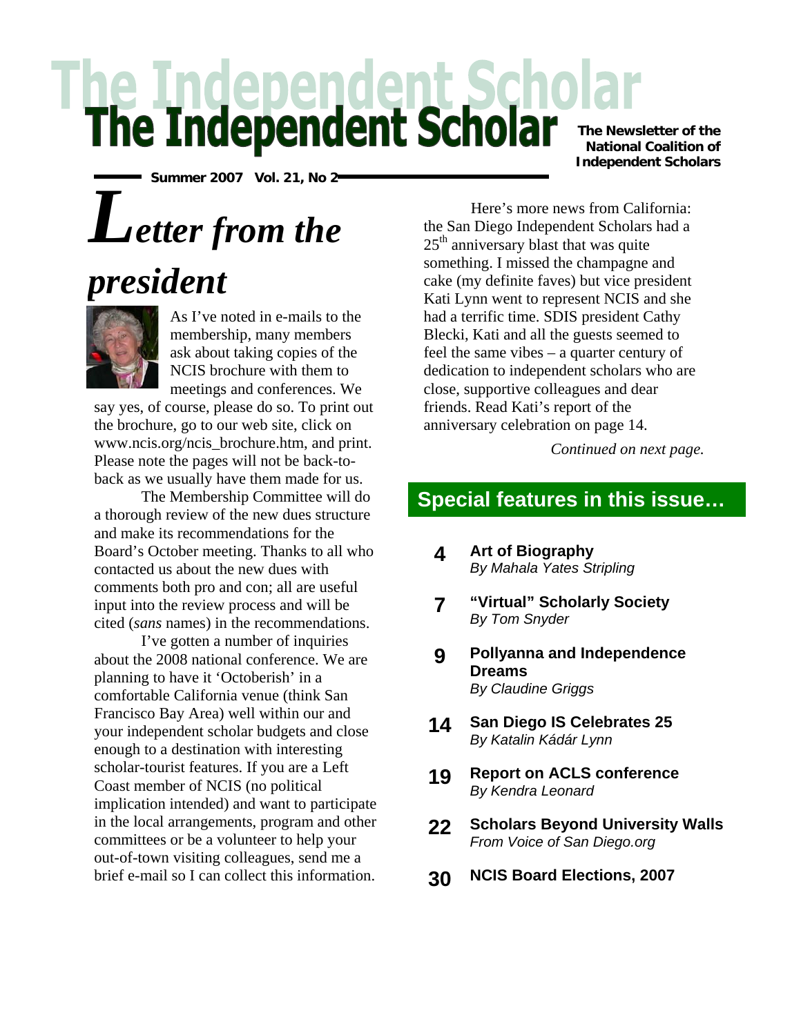# The Independent Scholar

The Newsletter of the National Coalition of Independent Scholars

Summer 2007 Vol. 21, No 2

## *Letter from the president*

As I've noted in e-mails to the membership, many members ask about taking copies of the NCIS brochure with them to meetings and conferences. We say yes, of course, please do so. To print out the brochure, go to our web site, click on www.ncis.org/ncis_brochure.htm, and print. Please note the pages will not be back-to-back as we usually have them made for us.

The Membership Committee will do a thorough review of the new dues structure and make its recommendations for the Board's October meeting. Thanks to all who contacted us about the new dues with comments both pro and con; all are useful input into the review process and will be cited (*sans* names) in the recommendations.

I've gotten a number of inquiries about the 2008 national conference. We are planning to have it 'Octoberish' in a comfortable California venue (think San Francisco Bay Area) well within our and your independent scholar budgets and close enough to a destination with interesting scholar-tourist features. If you are a Left Coast member of NCIS (no political implication intended) and want to participate in the local arrangements, program and other committees or be a volunteer to help your out-of-town visiting colleagues, send me a brief e-mail so I can collect this information.

Here's more news from California: the San Diego Independent Scholars had a 25th anniversary blast that was quite something. I missed the champagne and cake (my definite faves) but vice president Kati Lynn went to represent NCIS and she had a terrific time. SDIS president Cathy Blecki, Kati and all the guests seemed to feel the same vibes – a quarter century of dedication to independent scholars who are close, supportive colleagues and dear friends. Read Kati's report of the anniversary celebration on page 14.

*Continued on next page.*

## Special features in this issue…

**4** **Art of Biography**
*By Mahala Yates Stripling*

**7** **"Virtual" Scholarly Society**
*By Tom Snyder*

**9** **Pollyanna and Independence Dreams**
*By Claudine Griggs*

**14** **San Diego IS Celebrates 25**
*By Katalin Kádár Lynn*

**19** **Report on ACLS conference**
*By Kendra Leonard*

**22** **Scholars Beyond University Walls**
*From Voice of San Diego.org*

**30** **NCIS Board Elections, 2007**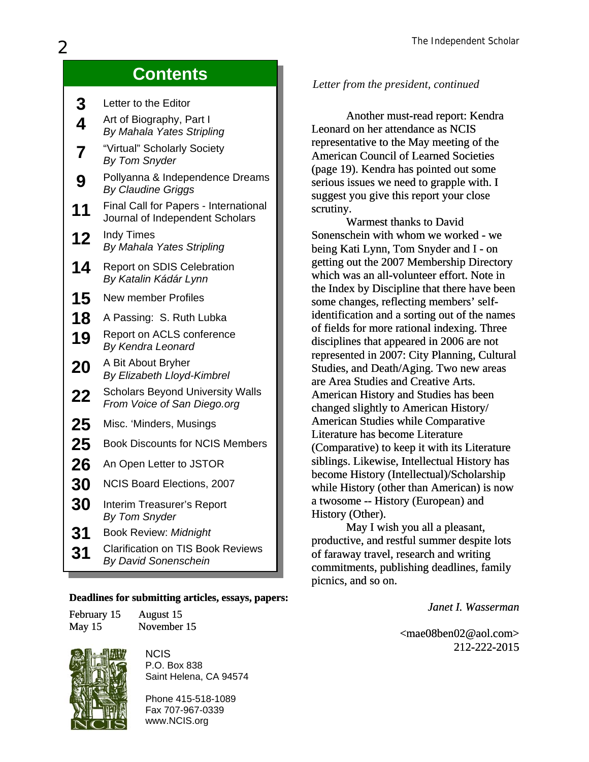## Contents

| | |
|---|---|
| 3 | Letter to the Editor |
| 4 | Art of Biography, Part I *By Mahala Yates Stripling* |
| 7 | "Virtual" Scholarly Society *By Tom Snyder* |
| 9 | Pollyanna & Independence Dreams *By Claudine Griggs* |
| 11 | Final Call for Papers - International Journal of Independent Scholars |
| 12 | Indy Times *By Mahala Yates Stripling* |
| 14 | Report on SDIS Celebration *By Katalin Kádár Lynn* |
| 15 | New member Profiles |
| 18 | A Passing: S. Ruth Lubka |
| 19 | Report on ACLS conference *By Kendra Leonard* |
| 20 | A Bit About Bryher *By Elizabeth Lloyd-Kimbrel* |
| 22 | Scholars Beyond University Walls *From Voice of San Diego.org* |
| 25 | Misc. 'Minders, Musings |
| 25 | Book Discounts for NCIS Members |
| 26 | An Open Letter to JSTOR |
| 30 | NCIS Board Elections, 2007 |
| 30 | Interim Treasurer's Report *By Tom Snyder* |
| 31 | Book Review: *Midnight* |
| 31 | Clarification on TIS Book Reviews *By David Sonenschein* |

**Deadlines for submitting articles, essays, papers:**

February 15 August 15
May 15 November 15

NCIS
P.O. Box 838
Saint Helena, CA 94574

Phone 415-518-1089
Fax 707-967-0339
www.NCIS.org

*Letter from the president, continued*

Another must-read report: Kendra Leonard on her attendance as NCIS representative to the May meeting of the American Council of Learned Societies (page 19). Kendra has pointed out some serious issues we need to grapple with. I suggest you give this report your close scrutiny.

Warmest thanks to David Sonenschein with whom we worked - we being Kati Lynn, Tom Snyder and I - on getting out the 2007 Membership Directory which was an all-volunteer effort. Note in the Index by Discipline that there have been some changes, reflecting members' self-identification and a sorting out of the names of fields for more rational indexing. Three disciplines that appeared in 2006 are not represented in 2007: City Planning, Cultural Studies, and Death/Aging. Two new areas are Area Studies and Creative Arts. American History and Studies has been changed slightly to American History/ American Studies while Comparative Literature has become Literature (Comparative) to keep it with its Literature siblings. Likewise, Intellectual History has become History (Intellectual)/Scholarship while History (other than American) is now a twosome -- History (European) and History (Other).

May I wish you all a pleasant, productive, and restful summer despite lots of faraway travel, research and writing commitments, publishing deadlines, family picnics, and so on.

*Janet I. Wasserman*

<mae08ben02@aol.com>
212-222-2015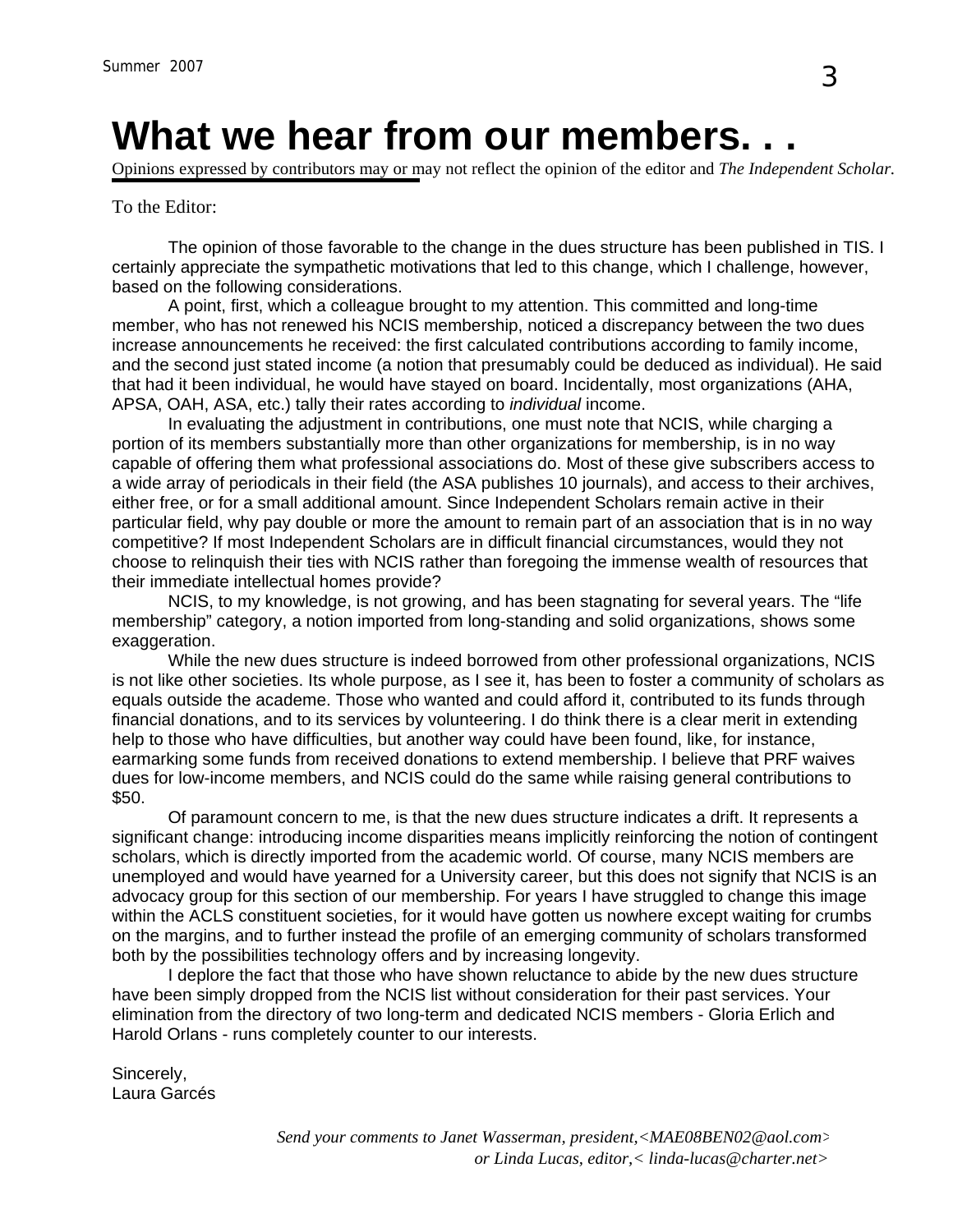# What we hear from our members. . .

Opinions expressed by contributors may or may not reflect the opinion of the editor and *The Independent Scholar.*

To the Editor:

The opinion of those favorable to the change in the dues structure has been published in TIS. I certainly appreciate the sympathetic motivations that led to this change, which I challenge, however, based on the following considerations.

A point, first, which a colleague brought to my attention. This committed and long-time member, who has not renewed his NCIS membership, noticed a discrepancy between the two dues increase announcements he received: the first calculated contributions according to family income, and the second just stated income (a notion that presumably could be deduced as individual). He said that had it been individual, he would have stayed on board. Incidentally, most organizations (AHA, APSA, OAH, ASA, etc.) tally their rates according to *individual* income.

In evaluating the adjustment in contributions, one must note that NCIS, while charging a portion of its members substantially more than other organizations for membership, is in no way capable of offering them what professional associations do. Most of these give subscribers access to a wide array of periodicals in their field (the ASA publishes 10 journals), and access to their archives, either free, or for a small additional amount. Since Independent Scholars remain active in their particular field, why pay double or more the amount to remain part of an association that is in no way competitive? If most Independent Scholars are in difficult financial circumstances, would they not choose to relinquish their ties with NCIS rather than foregoing the immense wealth of resources that their immediate intellectual homes provide?

NCIS, to my knowledge, is not growing, and has been stagnating for several years. The "life membership" category, a notion imported from long-standing and solid organizations, shows some exaggeration.

While the new dues structure is indeed borrowed from other professional organizations, NCIS is not like other societies. Its whole purpose, as I see it, has been to foster a community of scholars as equals outside the academe. Those who wanted and could afford it, contributed to its funds through financial donations, and to its services by volunteering. I do think there is a clear merit in extending help to those who have difficulties, but another way could have been found, like, for instance, earmarking some funds from received donations to extend membership. I believe that PRF waives dues for low-income members, and NCIS could do the same while raising general contributions to $50.

Of paramount concern to me, is that the new dues structure indicates a drift. It represents a significant change: introducing income disparities means implicitly reinforcing the notion of contingent scholars, which is directly imported from the academic world. Of course, many NCIS members are unemployed and would have yearned for a University career, but this does not signify that NCIS is an advocacy group for this section of our membership. For years I have struggled to change this image within the ACLS constituent societies, for it would have gotten us nowhere except waiting for crumbs on the margins, and to further instead the profile of an emerging community of scholars transformed both by the possibilities technology offers and by increasing longevity.

I deplore the fact that those who have shown reluctance to abide by the new dues structure have been simply dropped from the NCIS list without consideration for their past services. Your elimination from the directory of two long-term and dedicated NCIS members - Gloria Erlich and Harold Orlans - runs completely counter to our interests.

Sincerely,
Laura Garcés

*Send your comments to Janet Wasserman, president,<MAE08BEN02@aol.com>*
*or Linda Lucas, editor,< linda-lucas@charter.net>*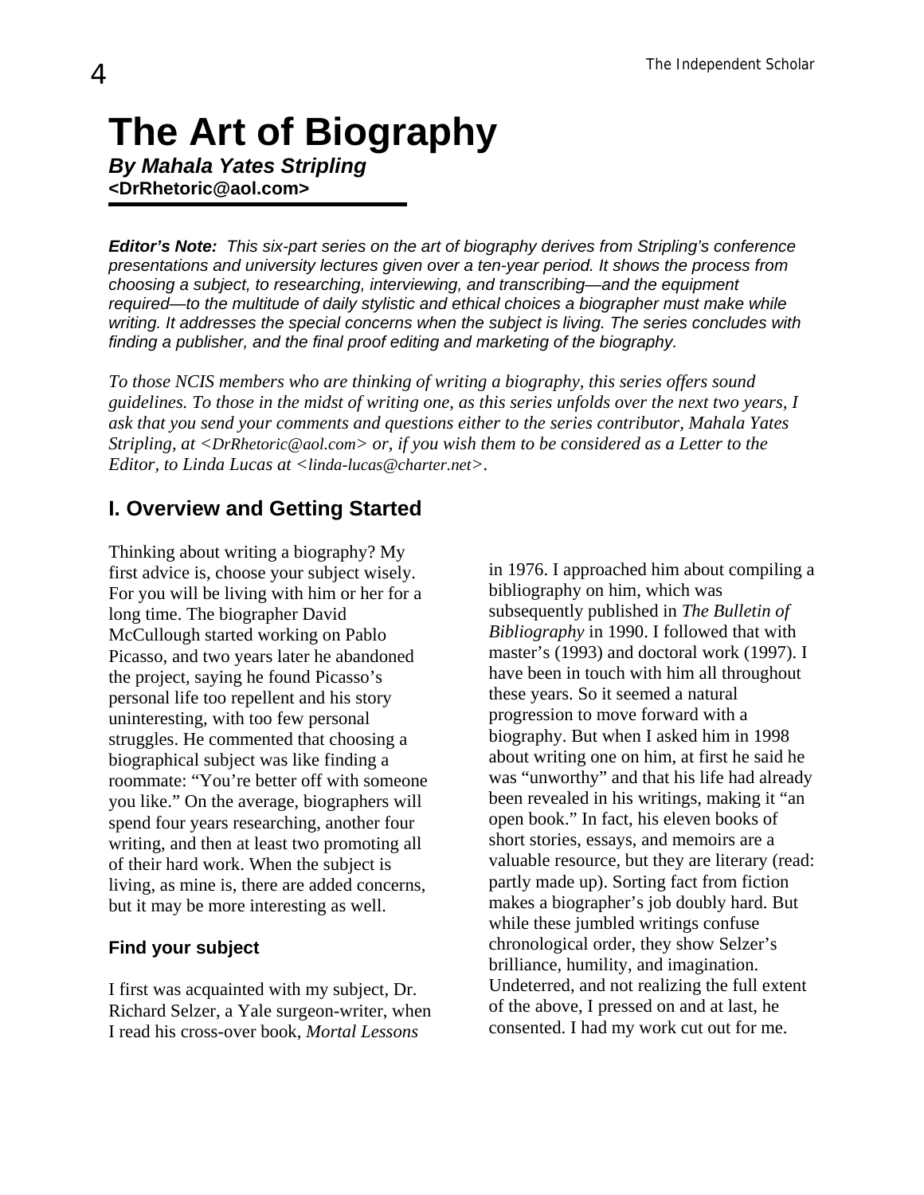# The Art of Biography

***By Mahala Yates Stripling***
**<DrRhetoric@aol.com>**

***Editor's Note:*** *This six-part series on the art of biography derives from Stripling's conference presentations and university lectures given over a ten-year period. It shows the process from choosing a subject, to researching, interviewing, and transcribing—and the equipment required—to the multitude of daily stylistic and ethical choices a biographer must make while writing. It addresses the special concerns when the subject is living. The series concludes with finding a publisher, and the final proof editing and marketing of the biography.*

*To those NCIS members who are thinking of writing a biography, this series offers sound guidelines. To those in the midst of writing one, as this series unfolds over the next two years, I ask that you send your comments and questions either to the series contributor, Mahala Yates Stripling, at <DrRhetoric@aol.com> or, if you wish them to be considered as a Letter to the Editor, to Linda Lucas at <linda-lucas@charter.net>.*

## I. Overview and Getting Started

Thinking about writing a biography? My first advice is, choose your subject wisely. For you will be living with him or her for a long time. The biographer David McCullough started working on Pablo Picasso, and two years later he abandoned the project, saying he found Picasso's personal life too repellent and his story uninteresting, with too few personal struggles. He commented that choosing a biographical subject was like finding a roommate: "You're better off with someone you like." On the average, biographers will spend four years researching, another four writing, and then at least two promoting all of their hard work. When the subject is living, as mine is, there are added concerns, but it may be more interesting as well.

### Find your subject

I first was acquainted with my subject, Dr. Richard Selzer, a Yale surgeon-writer, when I read his cross-over book, *Mortal Lessons* in 1976. I approached him about compiling a bibliography on him, which was subsequently published in *The Bulletin of Bibliography* in 1990. I followed that with master's (1993) and doctoral work (1997). I have been in touch with him all throughout these years. So it seemed a natural progression to move forward with a biography. But when I asked him in 1998 about writing one on him, at first he said he was "unworthy" and that his life had already been revealed in his writings, making it "an open book." In fact, his eleven books of short stories, essays, and memoirs are a valuable resource, but they are literary (read: partly made up). Sorting fact from fiction makes a biographer's job doubly hard. But while these jumbled writings confuse chronological order, they show Selzer's brilliance, humility, and imagination. Undeterred, and not realizing the full extent of the above, I pressed on and at last, he consented. I had my work cut out for me.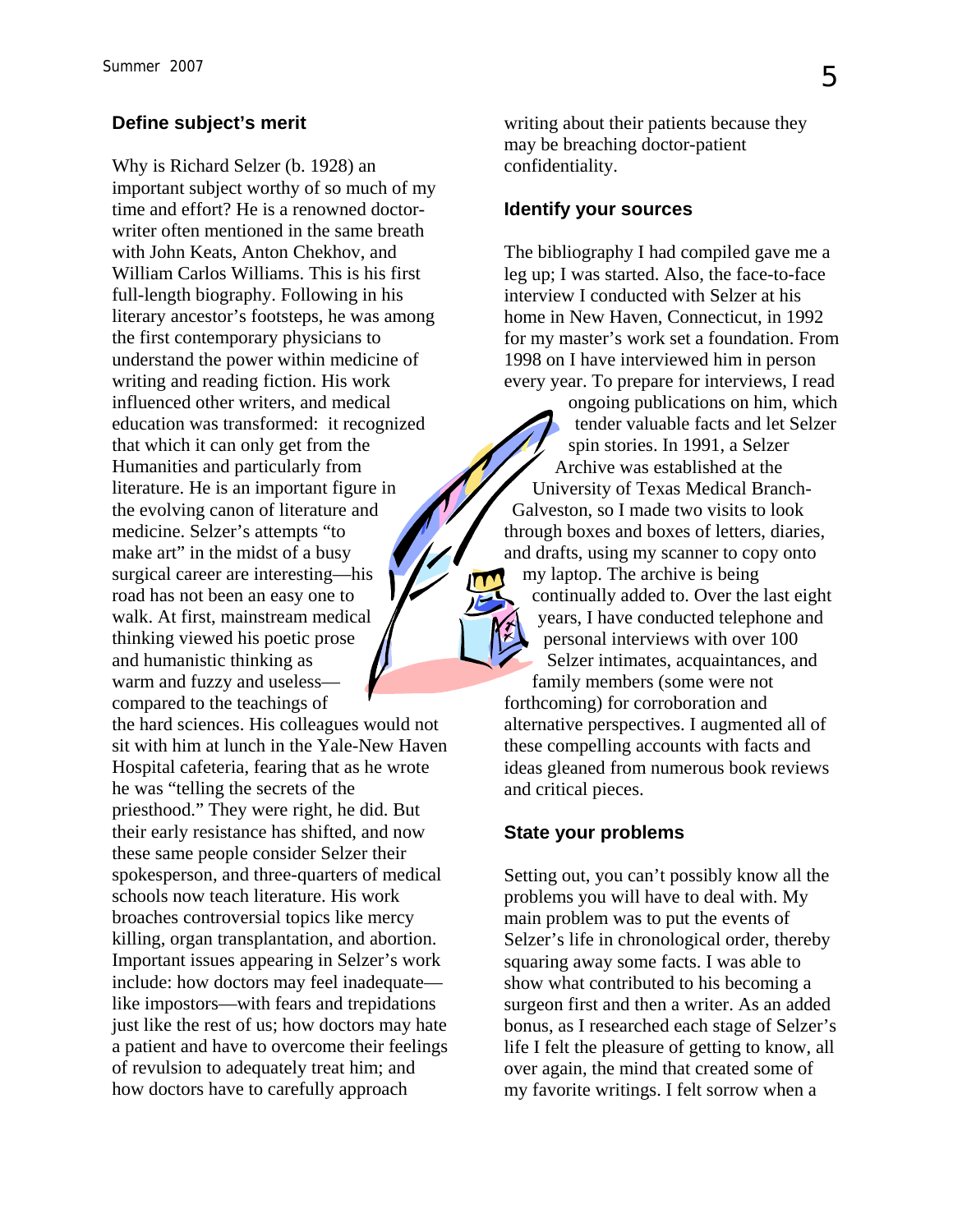### Define subject's merit

Why is Richard Selzer (b. 1928) an important subject worthy of so much of my time and effort? He is a renowned doctor-writer often mentioned in the same breath with John Keats, Anton Chekhov, and William Carlos Williams. This is his first full-length biography. Following in his literary ancestor's footsteps, he was among the first contemporary physicians to understand the power within medicine of writing and reading fiction. His work influenced other writers, and medical education was transformed: it recognized that which it can only get from the Humanities and particularly from literature. He is an important figure in the evolving canon of literature and medicine. Selzer's attempts "to make art" in the midst of a busy surgical career are interesting—his road has not been an easy one to walk. At first, mainstream medical thinking viewed his poetic prose and humanistic thinking as warm and fuzzy and useless—compared to the teachings of the hard sciences. His colleagues would not sit with him at lunch in the Yale-New Haven Hospital cafeteria, fearing that as he wrote he was "telling the secrets of the priesthood." They were right, he did. But their early resistance has shifted, and now these same people consider Selzer their spokesperson, and three-quarters of medical schools now teach literature. His work broaches controversial topics like mercy killing, organ transplantation, and abortion. Important issues appearing in Selzer's work include: how doctors may feel inadequate—like impostors—with fears and trepidations just like the rest of us; how doctors may hate a patient and have to overcome their feelings of revulsion to adequately treat him; and how doctors have to carefully approach writing about their patients because they may be breaching doctor-patient confidentiality.

### Identify your sources

The bibliography I had compiled gave me a leg up; I was started. Also, the face-to-face interview I conducted with Selzer at his home in New Haven, Connecticut, in 1992 for my master's work set a foundation. From 1998 on I have interviewed him in person every year. To prepare for interviews, I read ongoing publications on him, which tender valuable facts and let Selzer spin stories. In 1991, a Selzer Archive was established at the University of Texas Medical Branch-Galveston, so I made two visits to look through boxes and boxes of letters, diaries, and drafts, using my scanner to copy onto my laptop. The archive is being continually added to. Over the last eight years, I have conducted telephone and personal interviews with over 100 Selzer intimates, acquaintances, and family members (some were not forthcoming) for corroboration and alternative perspectives. I augmented all of these compelling accounts with facts and ideas gleaned from numerous book reviews and critical pieces.

### State your problems

Setting out, you can't possibly know all the problems you will have to deal with. My main problem was to put the events of Selzer's life in chronological order, thereby squaring away some facts. I was able to show what contributed to his becoming a surgeon first and then a writer. As an added bonus, as I researched each stage of Selzer's life I felt the pleasure of getting to know, all over again, the mind that created some of my favorite writings. I felt sorrow when a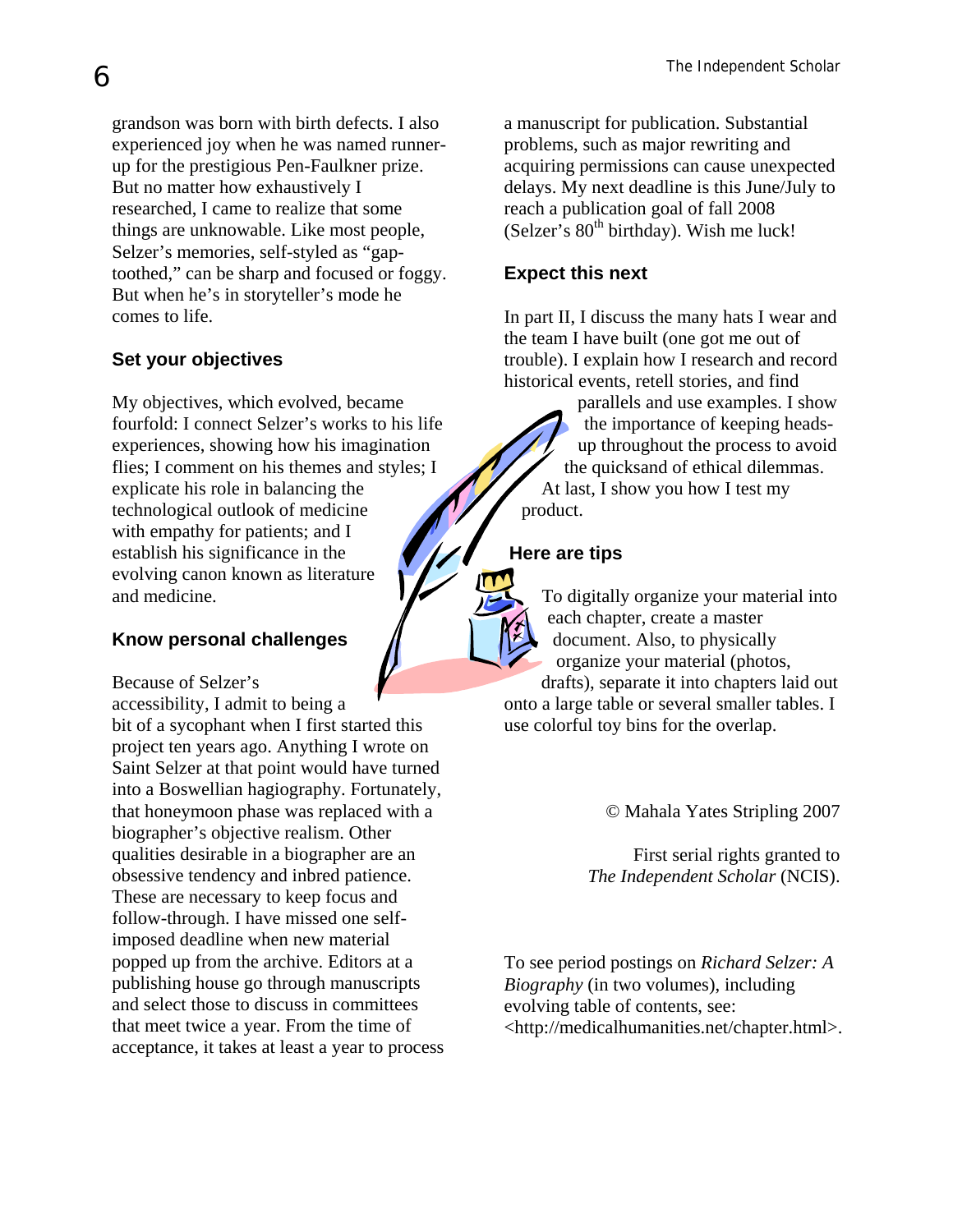grandson was born with birth defects. I also experienced joy when he was named runner-up for the prestigious Pen-Faulkner prize. But no matter how exhaustively I researched, I came to realize that some things are unknowable. Like most people, Selzer's memories, self-styled as "gap-toothed," can be sharp and focused or foggy. But when he's in storyteller's mode he comes to life.

### Set your objectives

My objectives, which evolved, became fourfold: I connect Selzer's works to his life experiences, showing how his imagination flies; I comment on his themes and styles; I explicate his role in balancing the technological outlook of medicine with empathy for patients; and I establish his significance in the evolving canon known as literature and medicine.

### Know personal challenges

Because of Selzer's accessibility, I admit to being a bit of a sycophant when I first started this project ten years ago. Anything I wrote on Saint Selzer at that point would have turned into a Boswellian hagiography. Fortunately, that honeymoon phase was replaced with a biographer's objective realism. Other qualities desirable in a biographer are an obsessive tendency and inbred patience. These are necessary to keep focus and follow-through. I have missed one self-imposed deadline when new material popped up from the archive. Editors at a publishing house go through manuscripts and select those to discuss in committees that meet twice a year. From the time of acceptance, it takes at least a year to process a manuscript for publication. Substantial problems, such as major rewriting and acquiring permissions can cause unexpected delays. My next deadline is this June/July to reach a publication goal of fall 2008 (Selzer's 80th birthday). Wish me luck!

### Expect this next

In part II, I discuss the many hats I wear and the team I have built (one got me out of trouble). I explain how I research and record historical events, retell stories, and find parallels and use examples. I show the importance of keeping heads-up throughout the process to avoid the quicksand of ethical dilemmas. At last, I show you how I test my product.

### Here are tips

To digitally organize your material into each chapter, create a master document. Also, to physically organize your material (photos, drafts), separate it into chapters laid out onto a large table or several smaller tables. I use colorful toy bins for the overlap.

© Mahala Yates Stripling 2007

First serial rights granted to *The Independent Scholar* (NCIS).

To see period postings on *Richard Selzer: A Biography* (in two volumes), including evolving table of contents, see: <http://medicalhumanities.net/chapter.html>.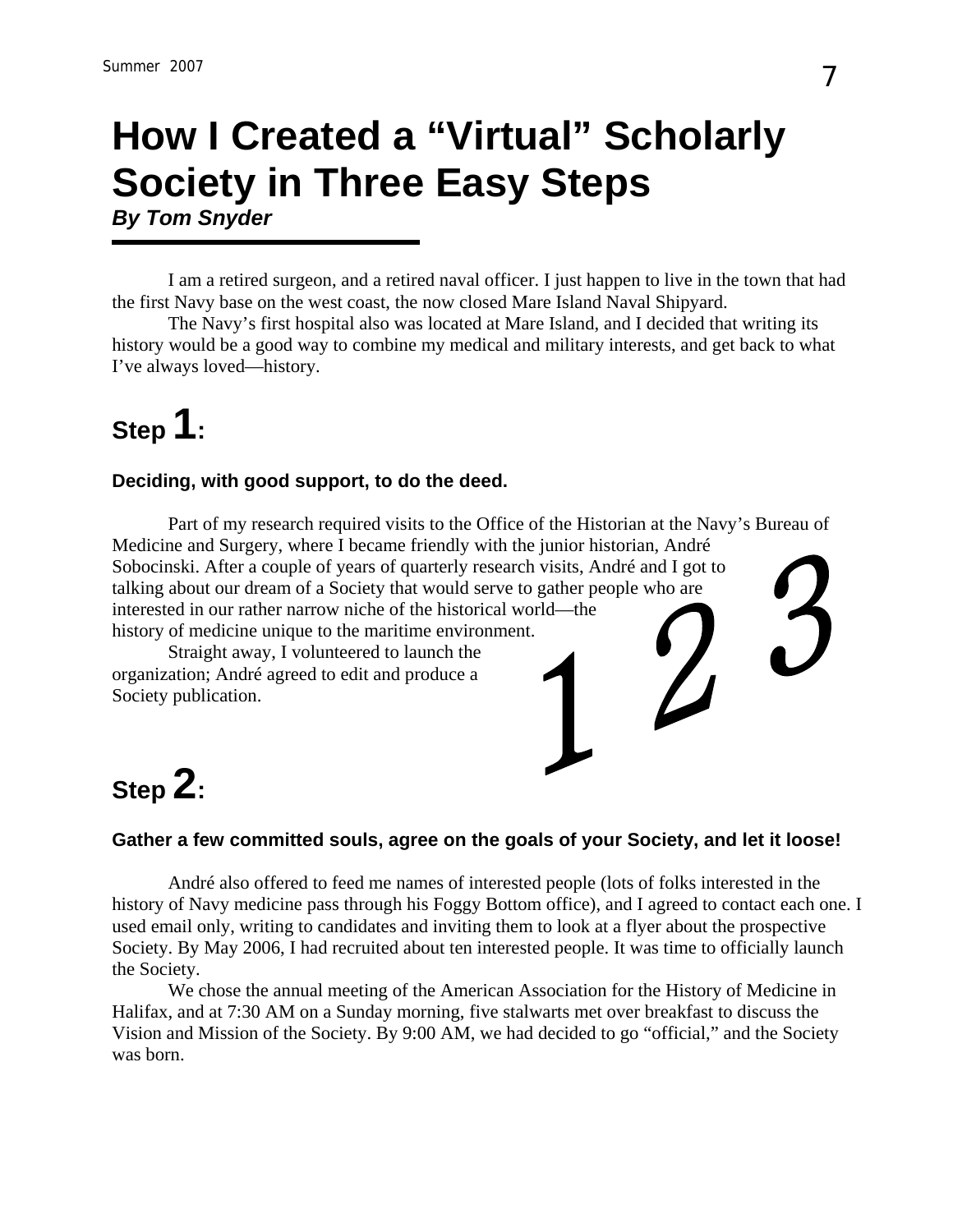# How I Created a "Virtual" Scholarly Society in Three Easy Steps

***By Tom Snyder***

I am a retired surgeon, and a retired naval officer. I just happen to live in the town that had the first Navy base on the west coast, the now closed Mare Island Naval Shipyard.

The Navy's first hospital also was located at Mare Island, and I decided that writing its history would be a good way to combine my medical and military interests, and get back to what I've always loved—history.

## Step 1:

### Deciding, with good support, to do the deed.

Part of my research required visits to the Office of the Historian at the Navy's Bureau of Medicine and Surgery, where I became friendly with the junior historian, André Sobocinski. After a couple of years of quarterly research visits, André and I got to talking about our dream of a Society that would serve to gather people who are interested in our rather narrow niche of the historical world—the history of medicine unique to the maritime environment.

Straight away, I volunteered to launch the organization; André agreed to edit and produce a Society publication.

## Step 2:

### Gather a few committed souls, agree on the goals of your Society, and let it loose!

André also offered to feed me names of interested people (lots of folks interested in the history of Navy medicine pass through his Foggy Bottom office), and I agreed to contact each one. I used email only, writing to candidates and inviting them to look at a flyer about the prospective Society. By May 2006, I had recruited about ten interested people. It was time to officially launch the Society.

We chose the annual meeting of the American Association for the History of Medicine in Halifax, and at 7:30 AM on a Sunday morning, five stalwarts met over breakfast to discuss the Vision and Mission of the Society. By 9:00 AM, we had decided to go "official," and the Society was born.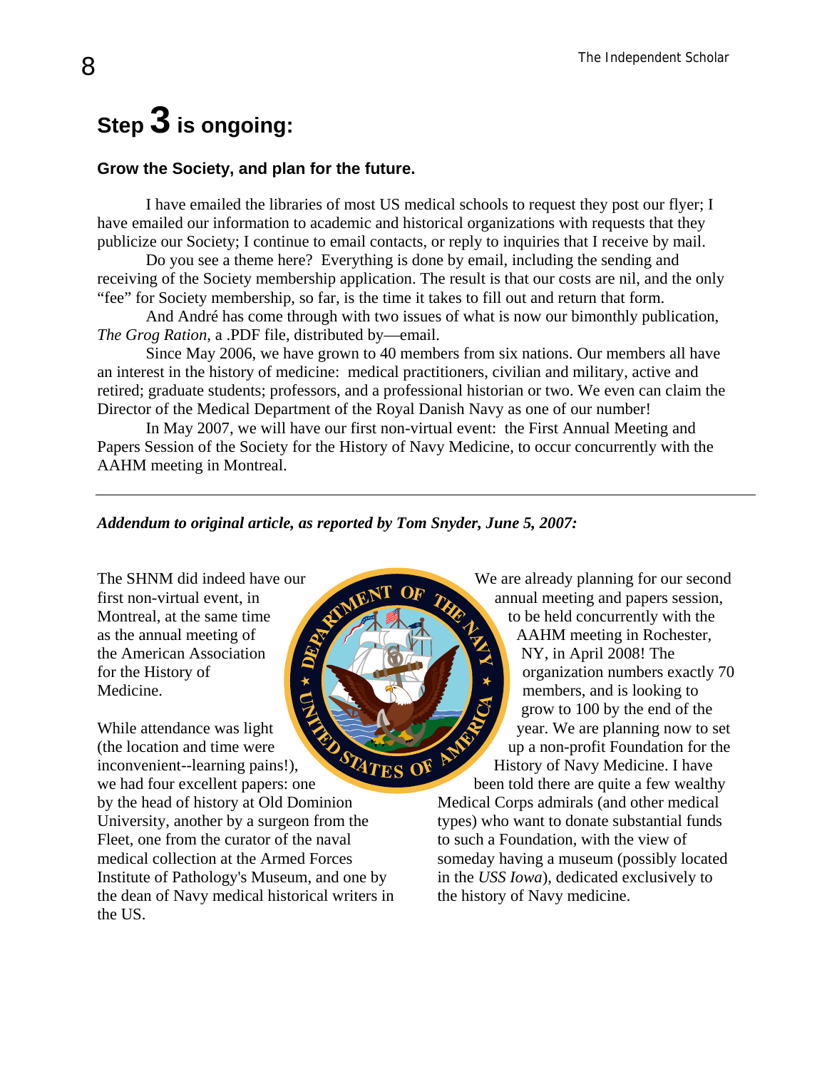## Step 3 is ongoing:

### Grow the Society, and plan for the future.

I have emailed the libraries of most US medical schools to request they post our flyer; I have emailed our information to academic and historical organizations with requests that they publicize our Society; I continue to email contacts, or reply to inquiries that I receive by mail.

Do you see a theme here? Everything is done by email, including the sending and receiving of the Society membership application. The result is that our costs are nil, and the only "fee" for Society membership, so far, is the time it takes to fill out and return that form.

And André has come through with two issues of what is now our bimonthly publication, *The Grog Ration*, a .PDF file, distributed by—email.

Since May 2006, we have grown to 40 members from six nations. Our members all have an interest in the history of medicine: medical practitioners, civilian and military, active and retired; graduate students; professors, and a professional historian or two. We even can claim the Director of the Medical Department of the Royal Danish Navy as one of our number!

In May 2007, we will have our first non-virtual event: the First Annual Meeting and Papers Session of the Society for the History of Navy Medicine, to occur concurrently with the AAHM meeting in Montreal.

---

***Addendum to original article, as reported by Tom Snyder, June 5, 2007:***

The SHNM did indeed have our first non-virtual event, in Montreal, at the same time as the annual meeting of the American Association for the History of Medicine.

While attendance was light (the location and time were inconvenient--learning pains!), we had four excellent papers: one by the head of history at Old Dominion University, another by a surgeon from the Fleet, one from the curator of the naval medical collection at the Armed Forces Institute of Pathology's Museum, and one by the dean of Navy medical historical writers in the US.

We are already planning for our second annual meeting and papers session, to be held concurrently with the AAHM meeting in Rochester, NY, in April 2008! The organization numbers exactly 70 members, and is looking to grow to 100 by the end of the year. We are planning now to set up a non-profit Foundation for the History of Navy Medicine. I have been told there are quite a few wealthy Medical Corps admirals (and other medical types) who want to donate substantial funds to such a Foundation, with the view of someday having a museum (possibly located in the *USS Iowa*), dedicated exclusively to the history of Navy medicine.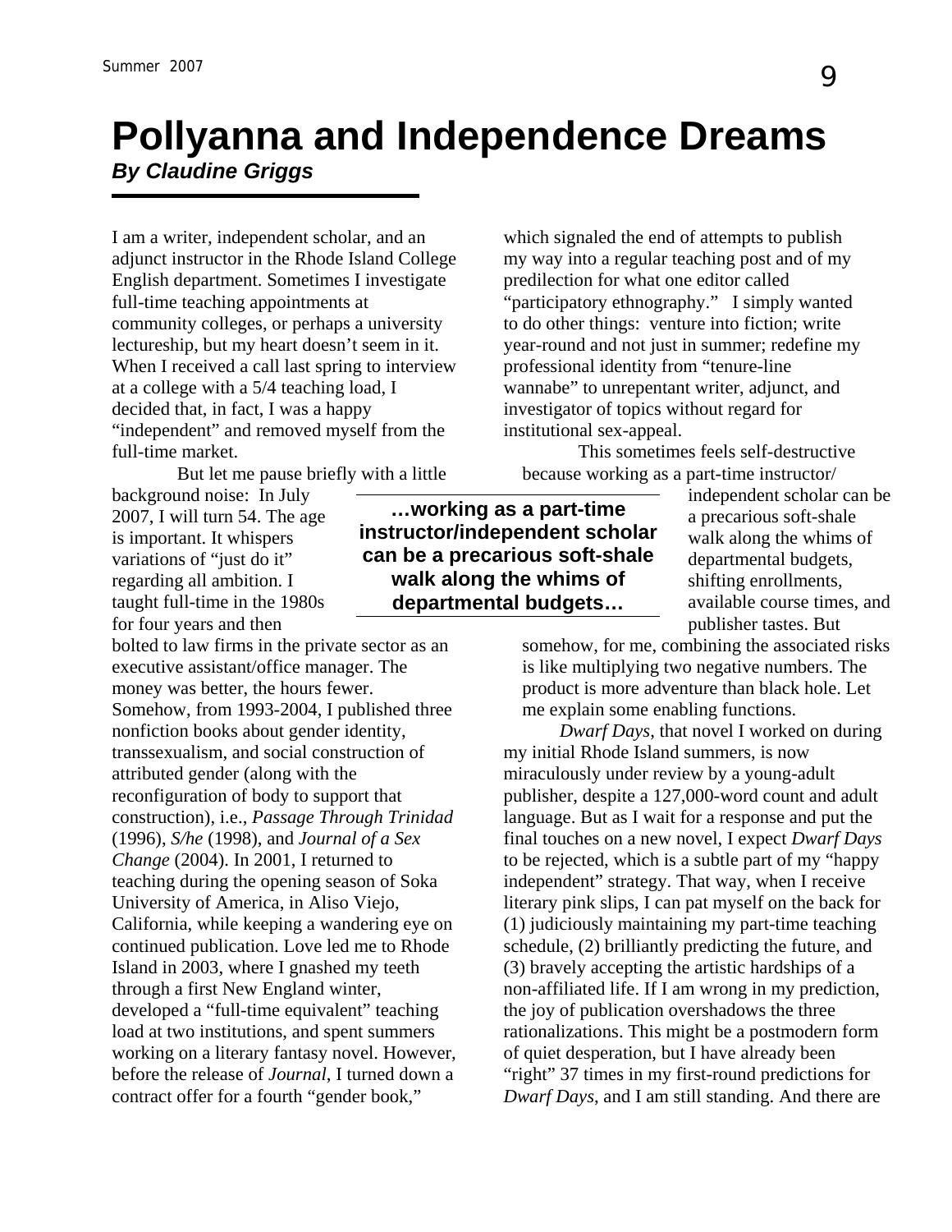# Pollyanna and Independence Dreams

***By Claudine Griggs***

I am a writer, independent scholar, and an adjunct instructor in the Rhode Island College English department. Sometimes I investigate full-time teaching appointments at community colleges, or perhaps a university lectureship, but my heart doesn't seem in it. When I received a call last spring to interview at a college with a 5/4 teaching load, I decided that, in fact, I was a happy "independent" and removed myself from the full-time market.

But let me pause briefly with a little background noise: In July 2007, I will turn 54. The age is important. It whispers variations of "just do it" regarding all ambition. I taught full-time in the 1980s for four years and then bolted to law firms in the private sector as an executive assistant/office manager. The money was better, the hours fewer. Somehow, from 1993-2004, I published three nonfiction books about gender identity, transsexualism, and social construction of attributed gender (along with the reconfiguration of body to support that construction), i.e., *Passage Through Trinidad* (1996), *S/he* (1998), and *Journal of a Sex Change* (2004). In 2001, I returned to teaching during the opening season of Soka University of America, in Aliso Viejo, California, while keeping a wandering eye on continued publication. Love led me to Rhode Island in 2003, where I gnashed my teeth through a first New England winter, developed a "full-time equivalent" teaching load at two institutions, and spent summers working on a literary fantasy novel. However, before the release of *Journal*, I turned down a contract offer for a fourth "gender book," which signaled the end of attempts to publish my way into a regular teaching post and of my predilection for what one editor called "participatory ethnography." I simply wanted to do other things: venture into fiction; write year-round and not just in summer; redefine my professional identity from "tenure-line wannabe" to unrepentant writer, adjunct, and investigator of topics without regard for institutional sex-appeal.

**…working as a part-time instructor/independent scholar can be a precarious soft-shale walk along the whims of departmental budgets…**

This sometimes feels self-destructive because working as a part-time instructor/ independent scholar can be a precarious soft-shale walk along the whims of departmental budgets, shifting enrollments, available course times, and publisher tastes. But somehow, for me, combining the associated risks is like multiplying two negative numbers. The product is more adventure than black hole. Let me explain some enabling functions.

*Dwarf Days*, that novel I worked on during my initial Rhode Island summers, is now miraculously under review by a young-adult publisher, despite a 127,000-word count and adult language. But as I wait for a response and put the final touches on a new novel, I expect *Dwarf Days* to be rejected, which is a subtle part of my "happy independent" strategy. That way, when I receive literary pink slips, I can pat myself on the back for (1) judiciously maintaining my part-time teaching schedule, (2) brilliantly predicting the future, and (3) bravely accepting the artistic hardships of a non-affiliated life. If I am wrong in my prediction, the joy of publication overshadows the three rationalizations. This might be a postmodern form of quiet desperation, but I have already been "right" 37 times in my first-round predictions for *Dwarf Days*, and I am still standing. And there are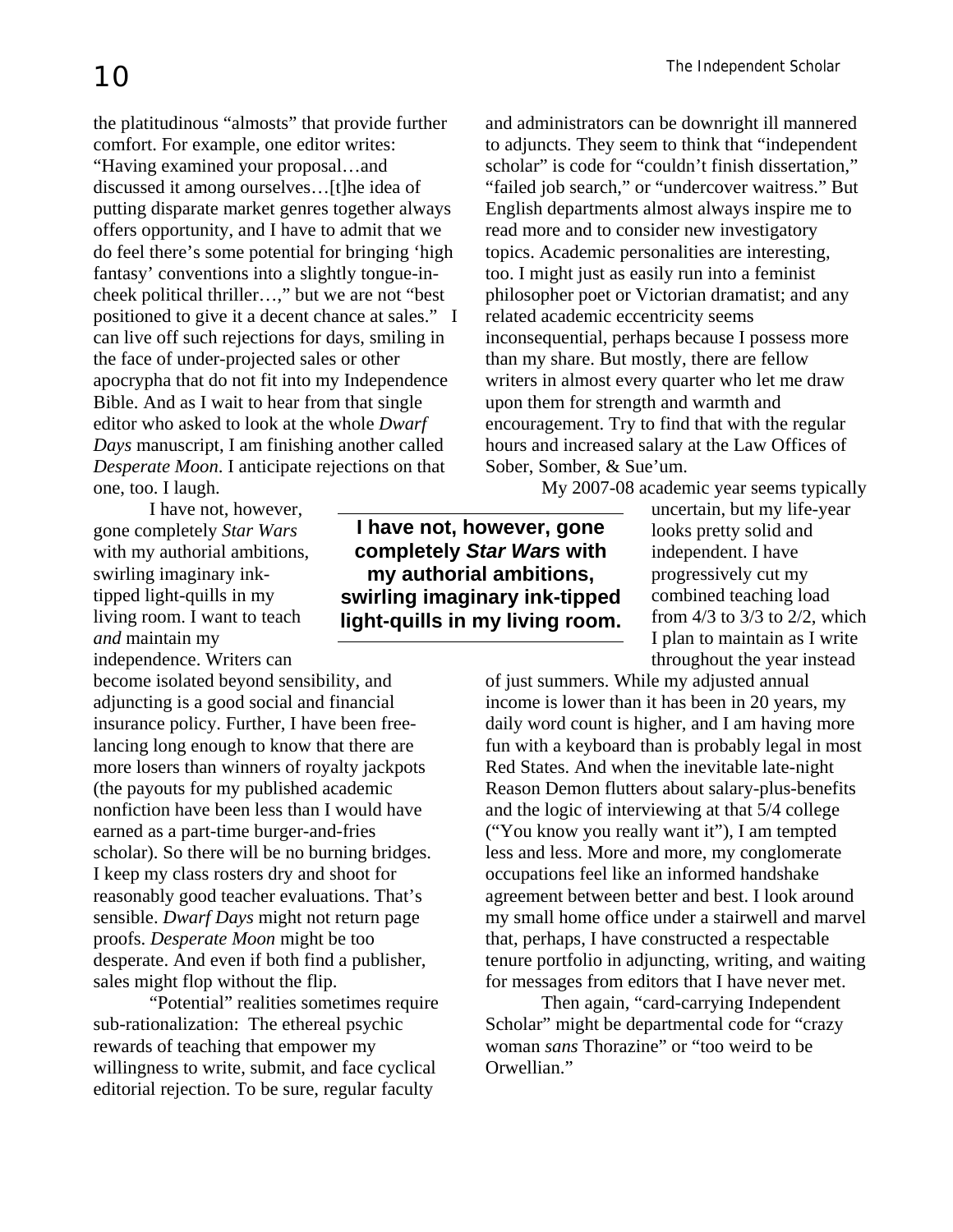the platitudinous "almosts" that provide further comfort. For example, one editor writes: "Having examined your proposal…and discussed it among ourselves…[t]he idea of putting disparate market genres together always offers opportunity, and I have to admit that we do feel there's some potential for bringing 'high fantasy' conventions into a slightly tongue-in-cheek political thriller…," but we are not "best positioned to give it a decent chance at sales." I can live off such rejections for days, smiling in the face of under-projected sales or other apocrypha that do not fit into my Independence Bible. And as I wait to hear from that single editor who asked to look at the whole *Dwarf Days* manuscript, I am finishing another called *Desperate Moon*. I anticipate rejections on that one, too. I laugh.

I have not, however, gone completely *Star Wars* with my authorial ambitions, swirling imaginary ink-tipped light-quills in my living room. I want to teach *and* maintain my independence. Writers can become isolated beyond sensibility, and adjuncting is a good social and financial insurance policy. Further, I have been free-lancing long enough to know that there are more losers than winners of royalty jackpots (the payouts for my published academic nonfiction have been less than I would have earned as a part-time burger-and-fries scholar). So there will be no burning bridges. I keep my class rosters dry and shoot for reasonably good teacher evaluations. That's sensible. *Dwarf Days* might not return page proofs. *Desperate Moon* might be too desperate. And even if both find a publisher, sales might flop without the flip.

> **I have not, however, gone completely *Star Wars* with my authorial ambitions, swirling imaginary ink-tipped light-quills in my living room.**

"Potential" realities sometimes require sub-rationalization: The ethereal psychic rewards of teaching that empower my willingness to write, submit, and face cyclical editorial rejection. To be sure, regular faculty and administrators can be downright ill mannered to adjuncts. They seem to think that "independent scholar" is code for "couldn't finish dissertation," "failed job search," or "undercover waitress." But English departments almost always inspire me to read more and to consider new investigatory topics. Academic personalities are interesting, too. I might just as easily run into a feminist philosopher poet or Victorian dramatist; and any related academic eccentricity seems inconsequential, perhaps because I possess more than my share. But mostly, there are fellow writers in almost every quarter who let me draw upon them for strength and warmth and encouragement. Try to find that with the regular hours and increased salary at the Law Offices of Sober, Somber, & Sue'um.

My 2007-08 academic year seems typically uncertain, but my life-year looks pretty solid and independent. I have progressively cut my combined teaching load from 4/3 to 3/3 to 2/2, which I plan to maintain as I write throughout the year instead of just summers. While my adjusted annual income is lower than it has been in 20 years, my daily word count is higher, and I am having more fun with a keyboard than is probably legal in most Red States. And when the inevitable late-night Reason Demon flutters about salary-plus-benefits and the logic of interviewing at that 5/4 college ("You know you really want it"), I am tempted less and less. More and more, my conglomerate occupations feel like an informed handshake agreement between better and best. I look around my small home office under a stairwell and marvel that, perhaps, I have constructed a respectable tenure portfolio in adjuncting, writing, and waiting for messages from editors that I have never met.

Then again, "card-carrying Independent Scholar" might be departmental code for "crazy woman *sans* Thorazine" or "too weird to be Orwellian."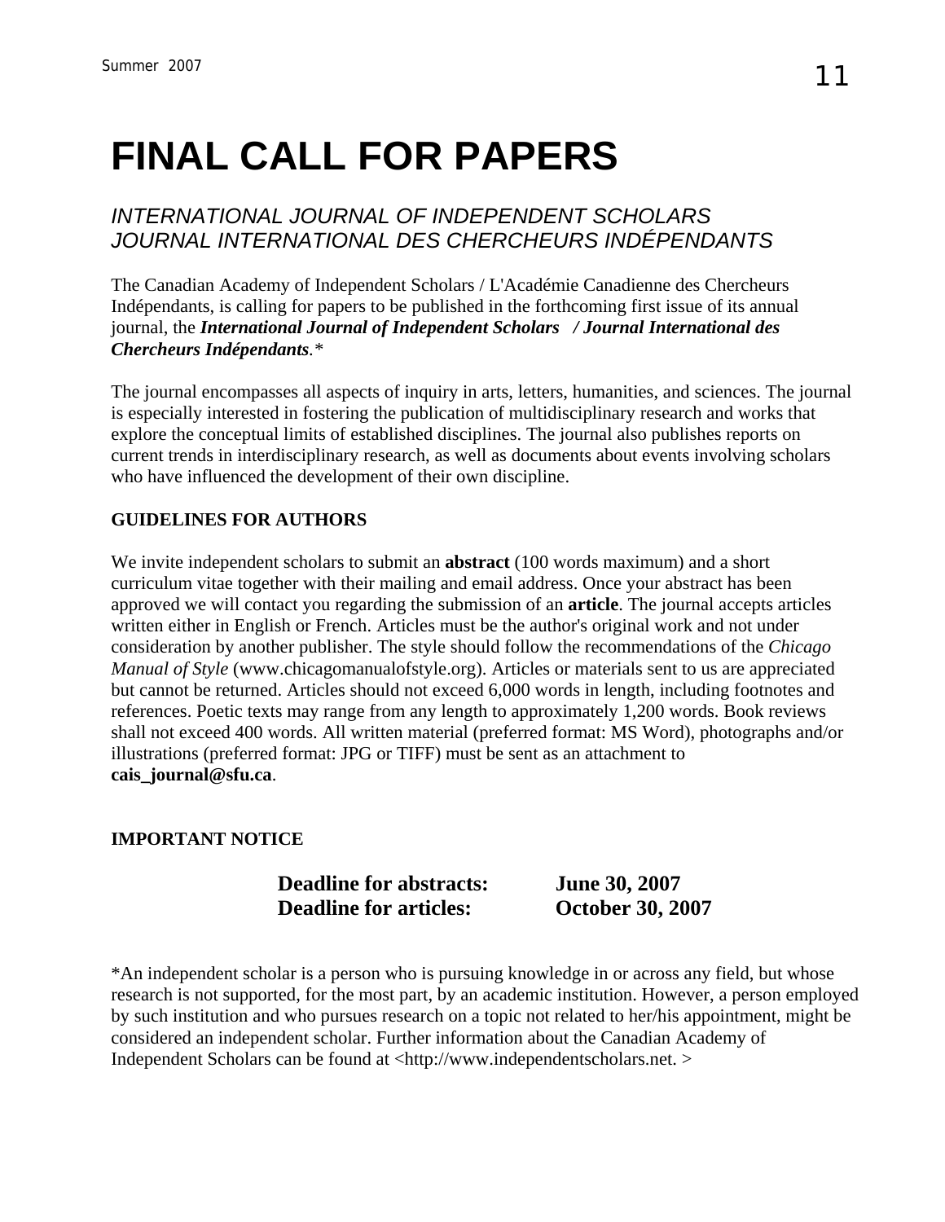# FINAL CALL FOR PAPERS

## *INTERNATIONAL JOURNAL OF INDEPENDENT SCHOLARS JOURNAL INTERNATIONAL DES CHERCHEURS INDÉPENDANTS*

The Canadian Academy of Independent Scholars / L'Académie Canadienne des Chercheurs Indépendants, is calling for papers to be published in the forthcoming first issue of its annual journal, the ***International Journal of Independent Scholars / Journal International des Chercheurs Indépendants***.*

The journal encompasses all aspects of inquiry in arts, letters, humanities, and sciences. The journal is especially interested in fostering the publication of multidisciplinary research and works that explore the conceptual limits of established disciplines. The journal also publishes reports on current trends in interdisciplinary research, as well as documents about events involving scholars who have influenced the development of their own discipline.

**GUIDELINES FOR AUTHORS**

We invite independent scholars to submit an **abstract** (100 words maximum) and a short curriculum vitae together with their mailing and email address. Once your abstract has been approved we will contact you regarding the submission of an **article**. The journal accepts articles written either in English or French. Articles must be the author's original work and not under consideration by another publisher. The style should follow the recommendations of the *Chicago Manual of Style* (www.chicagomanualofstyle.org). Articles or materials sent to us are appreciated but cannot be returned. Articles should not exceed 6,000 words in length, including footnotes and references. Poetic texts may range from any length to approximately 1,200 words. Book reviews shall not exceed 400 words. All written material (preferred format: MS Word), photographs and/or illustrations (preferred format: JPG or TIFF) must be sent as an attachment to **cais_journal@sfu.ca**.

**IMPORTANT NOTICE**

**Deadline for abstracts: June 30, 2007**
**Deadline for articles: October 30, 2007**

*An independent scholar is a person who is pursuing knowledge in or across any field, but whose research is not supported, for the most part, by an academic institution. However, a person employed by such institution and who pursues research on a topic not related to her/his appointment, might be considered an independent scholar. Further information about the Canadian Academy of Independent Scholars can be found at <http://www.independentscholars.net. >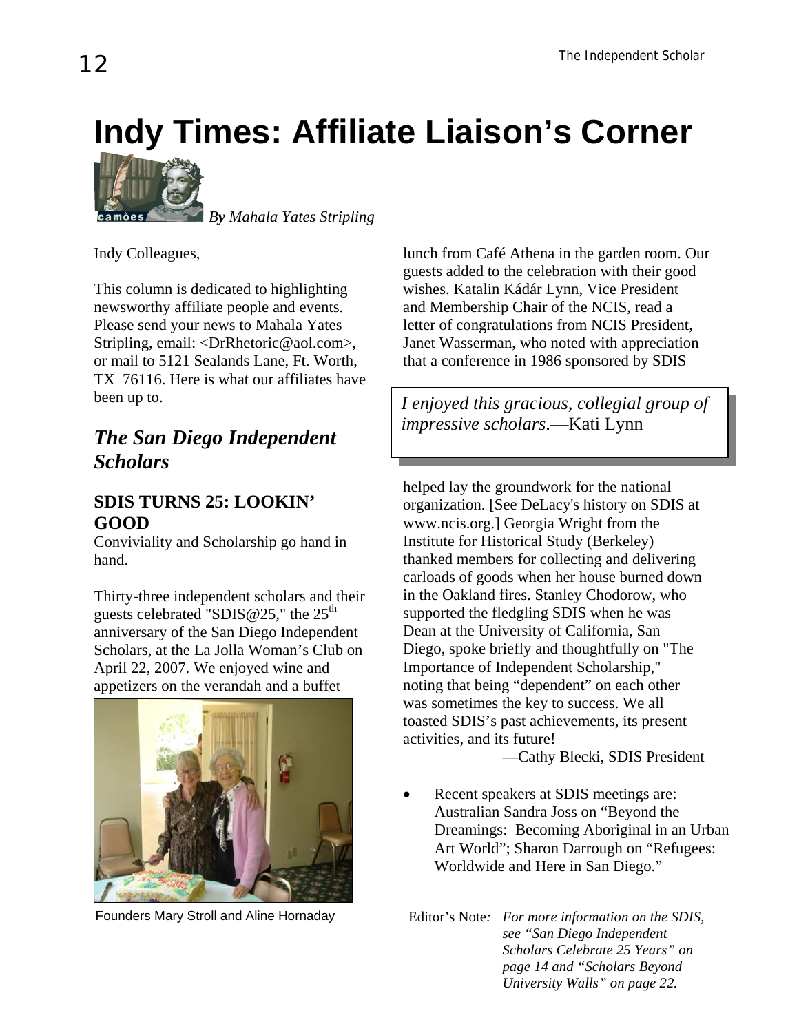# Indy Times: Affiliate Liaison's Corner

*By Mahala Yates Stripling*

Indy Colleagues,

This column is dedicated to highlighting newsworthy affiliate people and events. Please send your news to Mahala Yates Stripling, email: <DrRhetoric@aol.com>, or mail to 5121 Sealands Lane, Ft. Worth, TX 76116. Here is what our affiliates have been up to.

## *The San Diego Independent Scholars*

### SDIS TURNS 25: LOOKIN' GOOD

Conviviality and Scholarship go hand in hand.

Thirty-three independent scholars and their guests celebrated "SDIS@25," the 25th anniversary of the San Diego Independent Scholars, at the La Jolla Woman's Club on April 22, 2007. We enjoyed wine and appetizers on the verandah and a buffet lunch from Café Athena in the garden room. Our guests added to the celebration with their good wishes. Katalin Kádár Lynn, Vice President and Membership Chair of the NCIS, read a letter of congratulations from NCIS President, Janet Wasserman, who noted with appreciation that a conference in 1986 sponsored by SDIS helped lay the groundwork for the national organization. [See DeLacy's history on SDIS at www.ncis.org.] Georgia Wright from the Institute for Historical Study (Berkeley) thanked members for collecting and delivering carloads of goods when her house burned down in the Oakland fires. Stanley Chodorow, who supported the fledgling SDIS when he was Dean at the University of California, San Diego, spoke briefly and thoughtfully on "The Importance of Independent Scholarship," noting that being "dependent" on each other was sometimes the key to success. We all toasted SDIS's past achievements, its present activities, and its future!

—Cathy Blecki, SDIS President

> *I enjoyed this gracious, collegial group of impressive scholars*.—Kati Lynn

Founders Mary Stroll and Aline Hornaday

- Recent speakers at SDIS meetings are: Australian Sandra Joss on "Beyond the Dreamings: Becoming Aboriginal in an Urban Art World"; Sharon Darrough on "Refugees: Worldwide and Here in San Diego."

Editor's Note*: For more information on the SDIS, see "San Diego Independent Scholars Celebrate 25 Years" on page 14 and "Scholars Beyond University Walls" on page 22.*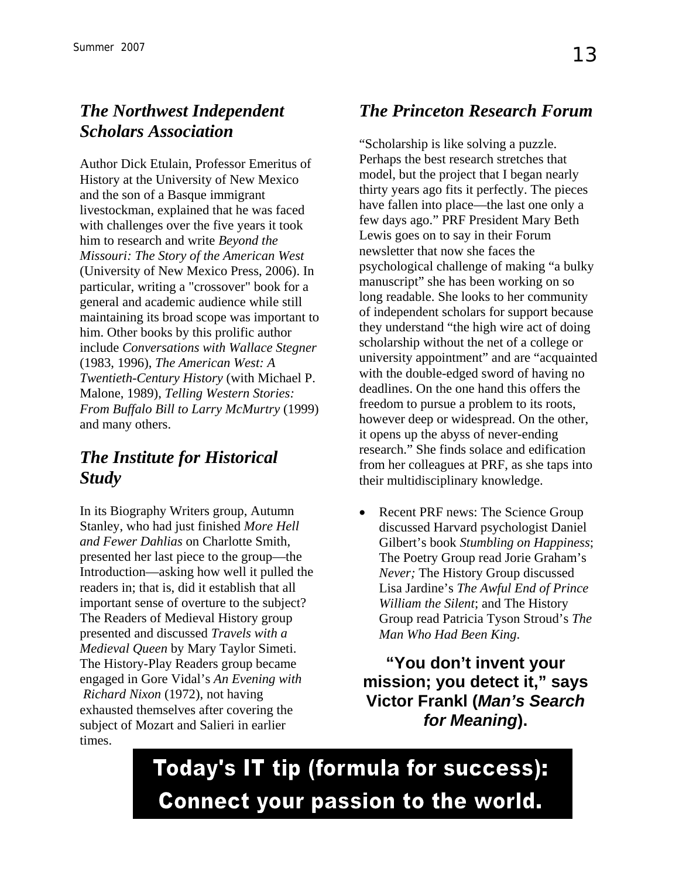## *The Northwest Independent Scholars Association*

Author Dick Etulain, Professor Emeritus of History at the University of New Mexico and the son of a Basque immigrant livestockman, explained that he was faced with challenges over the five years it took him to research and write *Beyond the Missouri: The Story of the American West* (University of New Mexico Press, 2006). In particular, writing a "crossover" book for a general and academic audience while still maintaining its broad scope was important to him. Other books by this prolific author include *Conversations with Wallace Stegner* (1983, 1996), *The American West: A Twentieth-Century History* (with Michael P. Malone, 1989), *Telling Western Stories: From Buffalo Bill to Larry McMurtry* (1999) and many others.

## *The Institute for Historical Study*

In its Biography Writers group, Autumn Stanley, who had just finished *More Hell and Fewer Dahlias* on Charlotte Smith, presented her last piece to the group—the Introduction—asking how well it pulled the readers in; that is, did it establish that all important sense of overture to the subject? The Readers of Medieval History group presented and discussed *Travels with a Medieval Queen* by Mary Taylor Simeti. The History-Play Readers group became engaged in Gore Vidal's *An Evening with Richard Nixon* (1972), not having exhausted themselves after covering the subject of Mozart and Salieri in earlier times.

## *The Princeton Research Forum*

"Scholarship is like solving a puzzle. Perhaps the best research stretches that model, but the project that I began nearly thirty years ago fits it perfectly. The pieces have fallen into place—the last one only a few days ago." PRF President Mary Beth Lewis goes on to say in their Forum newsletter that now she faces the psychological challenge of making "a bulky manuscript" she has been working on so long readable. She looks to her community of independent scholars for support because they understand "the high wire act of doing scholarship without the net of a college or university appointment" and are "acquainted with the double-edged sword of having no deadlines. On the one hand this offers the freedom to pursue a problem to its roots, however deep or widespread. On the other, it opens up the abyss of never-ending research." She finds solace and edification from her colleagues at PRF, as she taps into their multidisciplinary knowledge.

- Recent PRF news: The Science Group discussed Harvard psychologist Daniel Gilbert's book *Stumbling on Happiness*; The Poetry Group read Jorie Graham's *Never;* The History Group discussed Lisa Jardine's *The Awful End of Prince William the Silent*; and The History Group read Patricia Tyson Stroud's *The Man Who Had Been King*.

**"You don't invent your mission; you detect it," says Victor Frankl (*Man's Search for Meaning*).**

**Today's IT tip (formula for success): Connect your passion to the world.**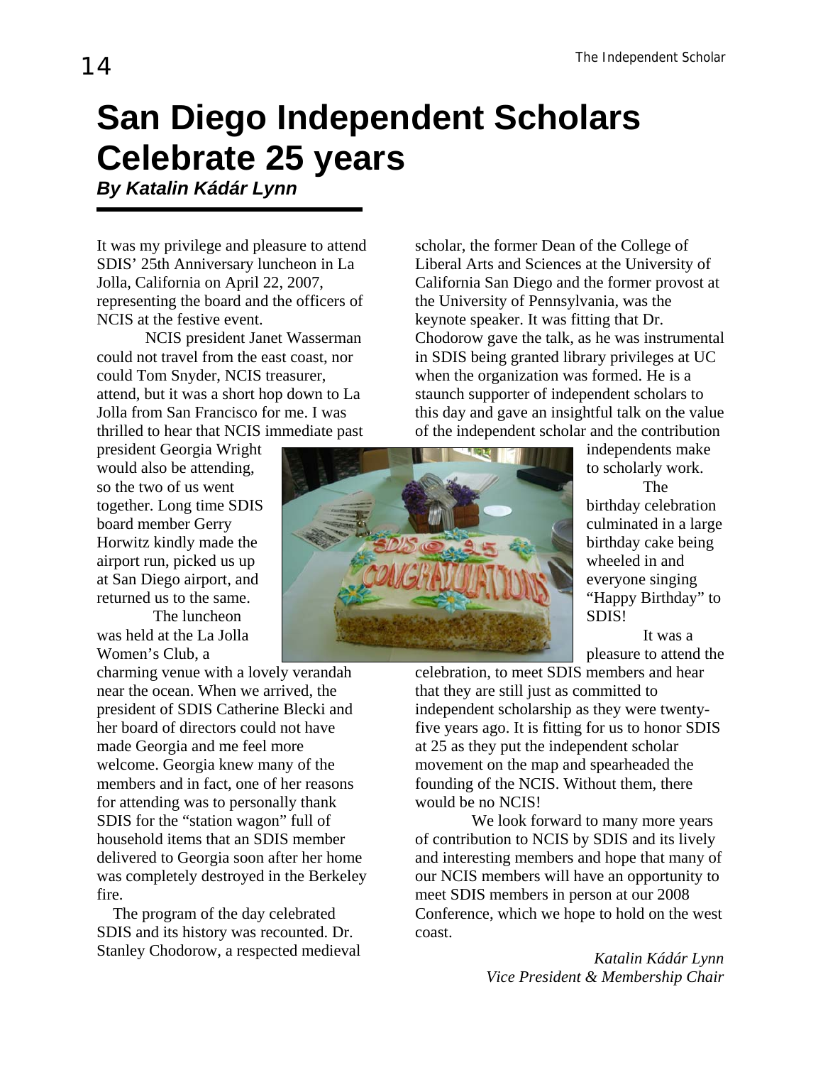# San Diego Independent Scholars Celebrate 25 years

***By Katalin Kádár Lynn***

It was my privilege and pleasure to attend SDIS' 25th Anniversary luncheon in La Jolla, California on April 22, 2007, representing the board and the officers of NCIS at the festive event.

NCIS president Janet Wasserman could not travel from the east coast, nor could Tom Snyder, NCIS treasurer, attend, but it was a short hop down to La Jolla from San Francisco for me. I was thrilled to hear that NCIS immediate past president Georgia Wright would also be attending, so the two of us went together. Long time SDIS board member Gerry Horwitz kindly made the airport run, picked us up at San Diego airport, and returned us to the same.

The luncheon was held at the La Jolla Women's Club, a charming venue with a lovely verandah near the ocean. When we arrived, the president of SDIS Catherine Blecki and her board of directors could not have made Georgia and me feel more welcome. Georgia knew many of the members and in fact, one of her reasons for attending was to personally thank SDIS for the "station wagon" full of household items that an SDIS member delivered to Georgia soon after her home was completely destroyed in the Berkeley fire.

The program of the day celebrated SDIS and its history was recounted. Dr. Stanley Chodorow, a respected medieval scholar, the former Dean of the College of Liberal Arts and Sciences at the University of California San Diego and the former provost at the University of Pennsylvania, was the keynote speaker. It was fitting that Dr. Chodorow gave the talk, as he was instrumental in SDIS being granted library privileges at UC when the organization was formed. He is a staunch supporter of independent scholars to this day and gave an insightful talk on the value of the independent scholar and the contribution independents make to scholarly work.

The birthday celebration culminated in a large birthday cake being wheeled in and everyone singing "Happy Birthday" to SDIS!

It was a pleasure to attend the celebration, to meet SDIS members and hear that they are still just as committed to independent scholarship as they were twenty-five years ago. It is fitting for us to honor SDIS at 25 as they put the independent scholar movement on the map and spearheaded the founding of the NCIS. Without them, there would be no NCIS!

We look forward to many more years of contribution to NCIS by SDIS and its lively and interesting members and hope that many of our NCIS members will have an opportunity to meet SDIS members in person at our 2008 Conference, which we hope to hold on the west coast.

*Katalin Kádár Lynn*
*Vice President & Membership Chair*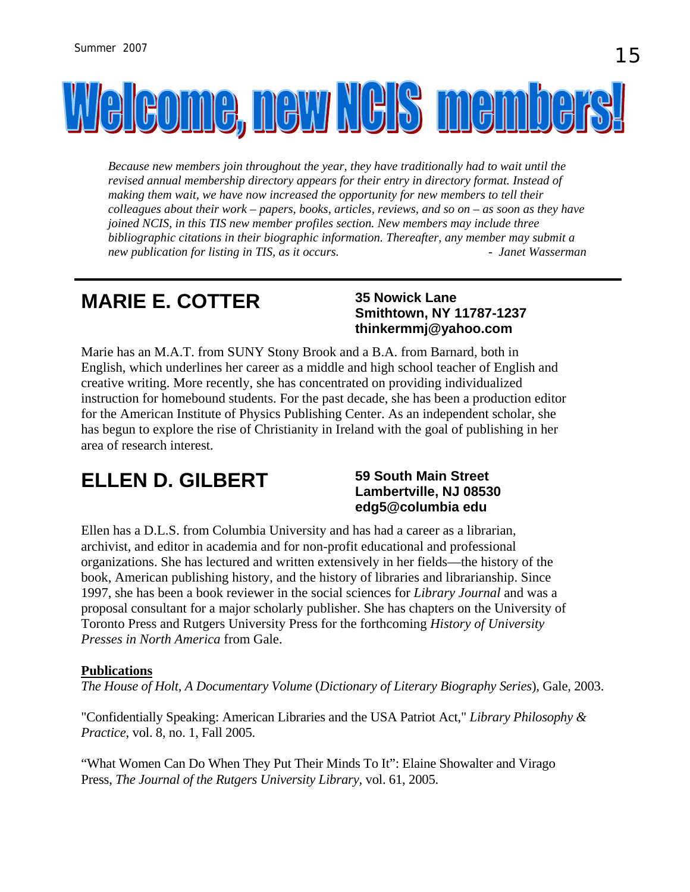# Welcome, new NCIS members!

*Because new members join throughout the year, they have traditionally had to wait until the revised annual membership directory appears for their entry in directory format. Instead of making them wait, we have now increased the opportunity for new members to tell their colleagues about their work – papers, books, articles, reviews, and so on – as soon as they have joined NCIS, in this TIS new member profiles section. New members may include three bibliographic citations in their biographic information. Thereafter, any member may submit a new publication for listing in TIS, as it occurs.* - *Janet Wasserman*

---

## MARIE E. COTTER

**35 Nowick Lane**
**Smithtown, NY 11787-1237**
**thinkermmj@yahoo.com**

Marie has an M.A.T. from SUNY Stony Brook and a B.A. from Barnard, both in English, which underlines her career as a middle and high school teacher of English and creative writing. More recently, she has concentrated on providing individualized instruction for homebound students. For the past decade, she has been a production editor for the American Institute of Physics Publishing Center. As an independent scholar, she has begun to explore the rise of Christianity in Ireland with the goal of publishing in her area of research interest.

## ELLEN D. GILBERT

**59 South Main Street**
**Lambertville, NJ 08530**
**edg5@columbia edu**

Ellen has a D.L.S. from Columbia University and has had a career as a librarian, archivist, and editor in academia and for non-profit educational and professional organizations. She has lectured and written extensively in her fields—the history of the book, American publishing history, and the history of libraries and librarianship. Since 1997, she has been a book reviewer in the social sciences for *Library Journal* and was a proposal consultant for a major scholarly publisher. She has chapters on the University of Toronto Press and Rutgers University Press for the forthcoming *History of University Presses in North America* from Gale.

**Publications**

*The House of Holt, A Documentary Volume* (*Dictionary of Literary Biography Series*), Gale, 2003.

"Confidentially Speaking: American Libraries and the USA Patriot Act," *Library Philosophy & Practice*, vol. 8, no. 1, Fall 2005.

"What Women Can Do When They Put Their Minds To It": Elaine Showalter and Virago Press, *The Journal of the Rutgers University Library*, vol. 61, 2005.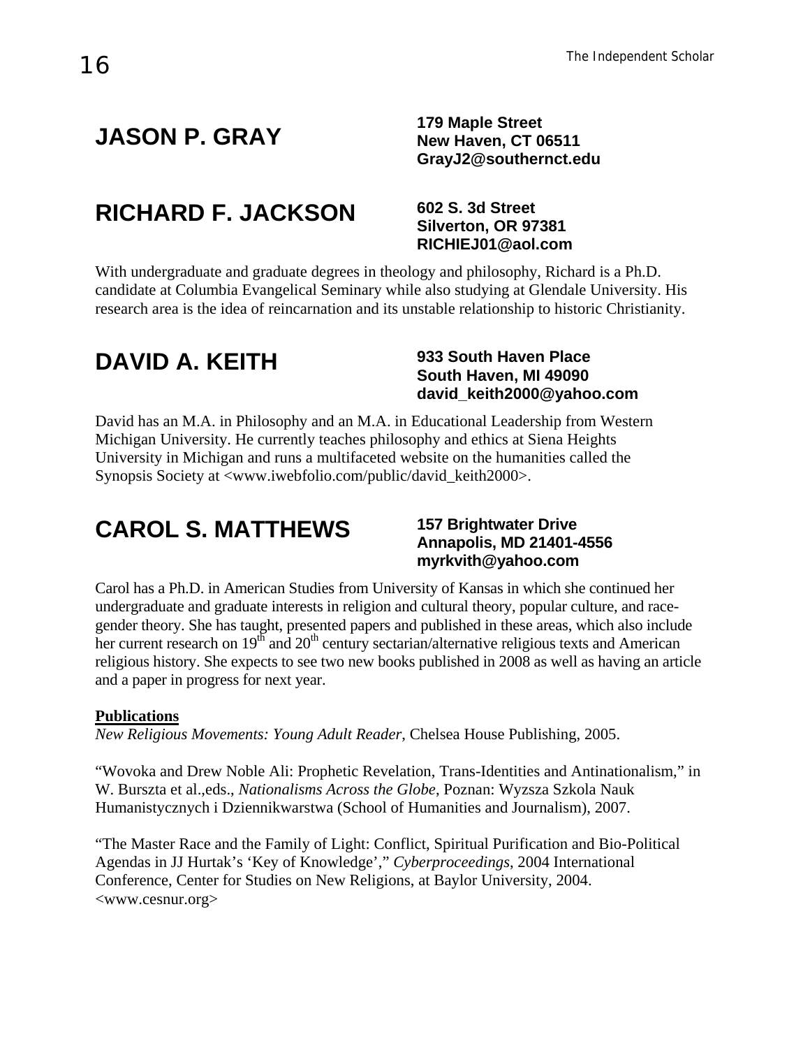## JASON P. GRAY

**179 Maple Street**
**New Haven, CT 06511**
**GrayJ2@southernct.edu**

## RICHARD F. JACKSON

**602 S. 3d Street**
**Silverton, OR 97381**
**RICHIEJ01@aol.com**

With undergraduate and graduate degrees in theology and philosophy, Richard is a Ph.D. candidate at Columbia Evangelical Seminary while also studying at Glendale University. His research area is the idea of reincarnation and its unstable relationship to historic Christianity.

## DAVID A. KEITH

**933 South Haven Place**
**South Haven, MI 49090**
**david_keith2000@yahoo.com**

David has an M.A. in Philosophy and an M.A. in Educational Leadership from Western Michigan University. He currently teaches philosophy and ethics at Siena Heights University in Michigan and runs a multifaceted website on the humanities called the Synopsis Society at <www.iwebfolio.com/public/david_keith2000>.

## CAROL S. MATTHEWS

**157 Brightwater Drive**
**Annapolis, MD 21401-4556**
**myrkvith@yahoo.com**

Carol has a Ph.D. in American Studies from University of Kansas in which she continued her undergraduate and graduate interests in religion and cultural theory, popular culture, and race-gender theory. She has taught, presented papers and published in these areas, which also include her current research on 19th and 20th century sectarian/alternative religious texts and American religious history. She expects to see two new books published in 2008 as well as having an article and a paper in progress for next year.

**Publications**

*New Religious Movements: Young Adult Reader*, Chelsea House Publishing, 2005.

"Wovoka and Drew Noble Ali: Prophetic Revelation, Trans-Identities and Antinationalism," in W. Burszta et al.,eds., *Nationalisms Across the Globe*, Poznan: Wyzsza Szkola Nauk Humanistycznych i Dziennikwarstwa (School of Humanities and Journalism), 2007.

"The Master Race and the Family of Light: Conflict, Spiritual Purification and Bio-Political Agendas in JJ Hurtak's 'Key of Knowledge'," *Cyberproceedings*, 2004 International Conference, Center for Studies on New Religions, at Baylor University, 2004. <www.cesnur.org>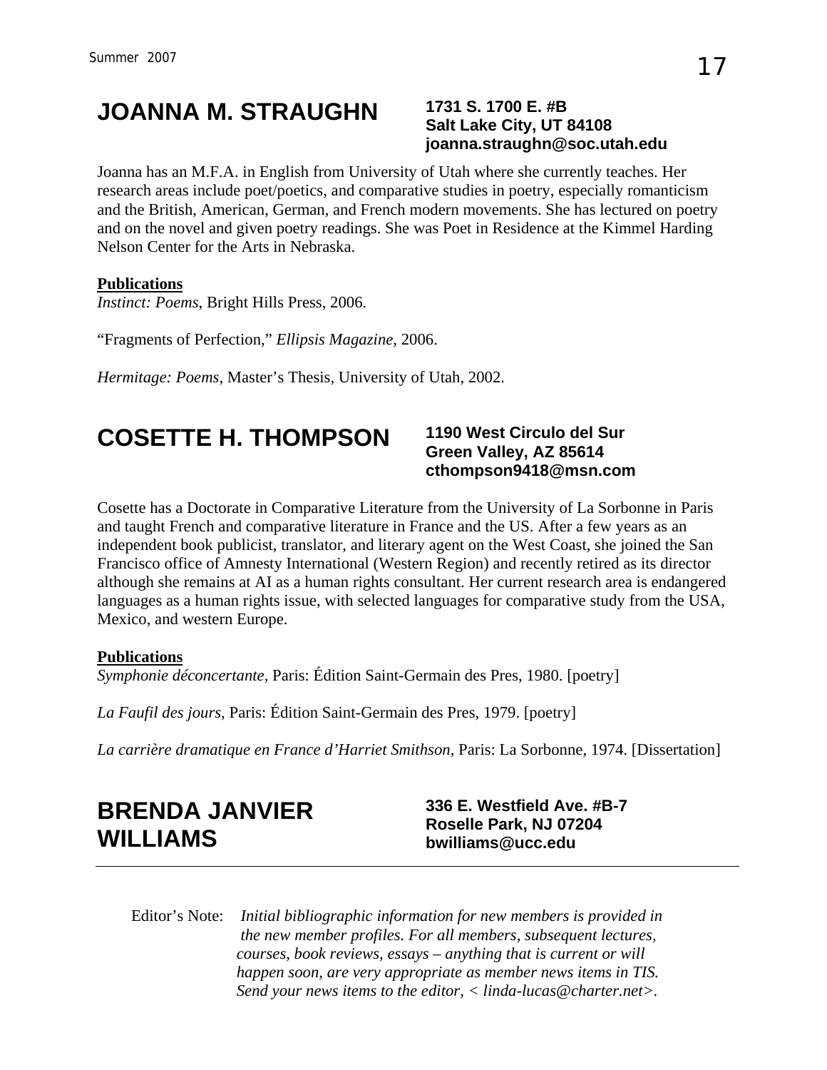## JOANNA M. STRAUGHN

**1731 S. 1700 E. #B**
**Salt Lake City, UT 84108**
**joanna.straughn@soc.utah.edu**

Joanna has an M.F.A. in English from University of Utah where she currently teaches. Her research areas include poet/poetics, and comparative studies in poetry, especially romanticism and the British, American, German, and French modern movements. She has lectured on poetry and on the novel and given poetry readings. She was Poet in Residence at the Kimmel Harding Nelson Center for the Arts in Nebraska.

**Publications**

*Instinct: Poems*, Bright Hills Press, 2006.

"Fragments of Perfection," *Ellipsis Magazine*, 2006.

*Hermitage: Poems*, Master's Thesis, University of Utah, 2002.

## COSETTE H. THOMPSON

**1190 West Circulo del Sur**
**Green Valley, AZ 85614**
**cthompson9418@msn.com**

Cosette has a Doctorate in Comparative Literature from the University of La Sorbonne in Paris and taught French and comparative literature in France and the US. After a few years as an independent book publicist, translator, and literary agent on the West Coast, she joined the San Francisco office of Amnesty International (Western Region) and recently retired as its director although she remains at AI as a human rights consultant. Her current research area is endangered languages as a human rights issue, with selected languages for comparative study from the USA, Mexico, and western Europe.

**Publications**

*Symphonie déconcertante*, Paris: Édition Saint-Germain des Pres, 1980. [poetry]

*La Faufil des jours*, Paris: Édition Saint-Germain des Pres, 1979. [poetry]

*La carrière dramatique en France d'Harriet Smithson*, Paris: La Sorbonne, 1974. [Dissertation]

## BRENDA JANVIER WILLIAMS

**336 E. Westfield Ave. #B-7**
**Roselle Park, NJ 07204**
**bwilliams@ucc.edu**

---

Editor's Note: *Initial bibliographic information for new members is provided in the new member profiles. For all members, subsequent lectures, courses, book reviews, essays – anything that is current or will happen soon, are very appropriate as member news items in TIS. Send your news items to the editor, < linda-lucas@charter.net>.*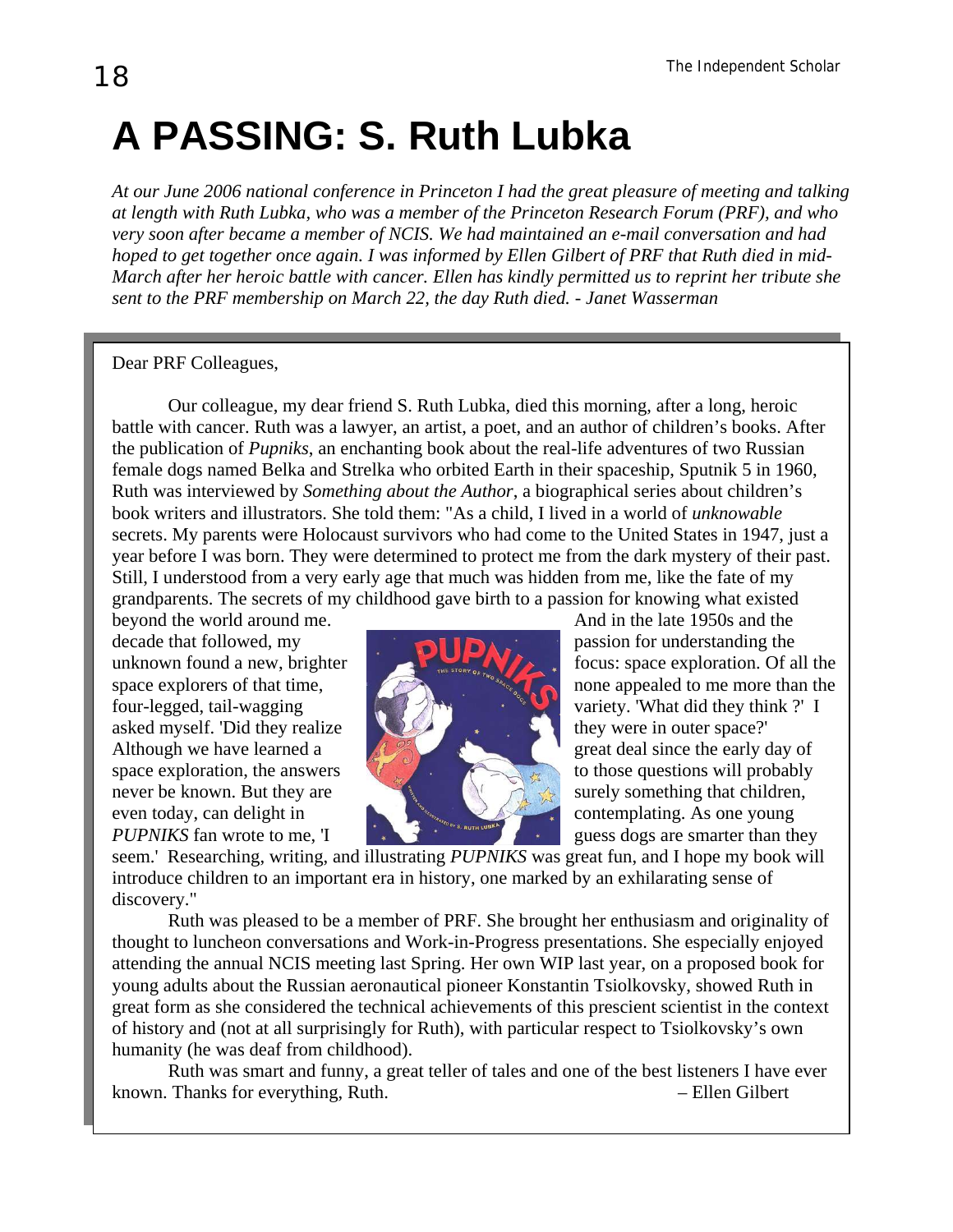# A PASSING: S. Ruth Lubka

*At our June 2006 national conference in Princeton I had the great pleasure of meeting and talking at length with Ruth Lubka, who was a member of the Princeton Research Forum (PRF), and who very soon after became a member of NCIS. We had maintained an e-mail conversation and had hoped to get together once again. I was informed by Ellen Gilbert of PRF that Ruth died in mid-March after her heroic battle with cancer. Ellen has kindly permitted us to reprint her tribute she sent to the PRF membership on March 22, the day Ruth died. - Janet Wasserman*

Dear PRF Colleagues,

Our colleague, my dear friend S. Ruth Lubka, died this morning, after a long, heroic battle with cancer. Ruth was a lawyer, an artist, a poet, and an author of children's books. After the publication of *Pupniks*, an enchanting book about the real-life adventures of two Russian female dogs named Belka and Strelka who orbited Earth in their spaceship, Sputnik 5 in 1960, Ruth was interviewed by *Something about the Author*, a biographical series about children's book writers and illustrators. She told them: "As a child, I lived in a world of *unknowable* secrets. My parents were Holocaust survivors who had come to the United States in 1947, just a year before I was born. They were determined to protect me from the dark mystery of their past. Still, I understood from a very early age that much was hidden from me, like the fate of my grandparents. The secrets of my childhood gave birth to a passion for knowing what existed beyond the world around me. And in the late 1950s and the decade that followed, my passion for understanding the unknown found a new, brighter focus: space exploration. Of all the space explorers of that time, none appealed to me more than the four-legged, tail-wagging variety. 'What did they think ?' I asked myself. 'Did they realize they were in outer space?' Although we have learned a great deal since the early day of space exploration, the answers to those questions will probably never be known. But they are surely something that children, even today, can delight in contemplating. As one young *PUPNIKS* fan wrote to me, 'I guess dogs are smarter than they seem.' Researching, writing, and illustrating *PUPNIKS* was great fun, and I hope my book will introduce children to an important era in history, one marked by an exhilarating sense of discovery."

Ruth was pleased to be a member of PRF. She brought her enthusiasm and originality of thought to luncheon conversations and Work-in-Progress presentations. She especially enjoyed attending the annual NCIS meeting last Spring. Her own WIP last year, on a proposed book for young adults about the Russian aeronautical pioneer Konstantin Tsiolkovsky, showed Ruth in great form as she considered the technical achievements of this prescient scientist in the context of history and (not at all surprisingly for Ruth), with particular respect to Tsiolkovsky's own humanity (he was deaf from childhood).

Ruth was smart and funny, a great teller of tales and one of the best listeners I have ever known. Thanks for everything, Ruth. – Ellen Gilbert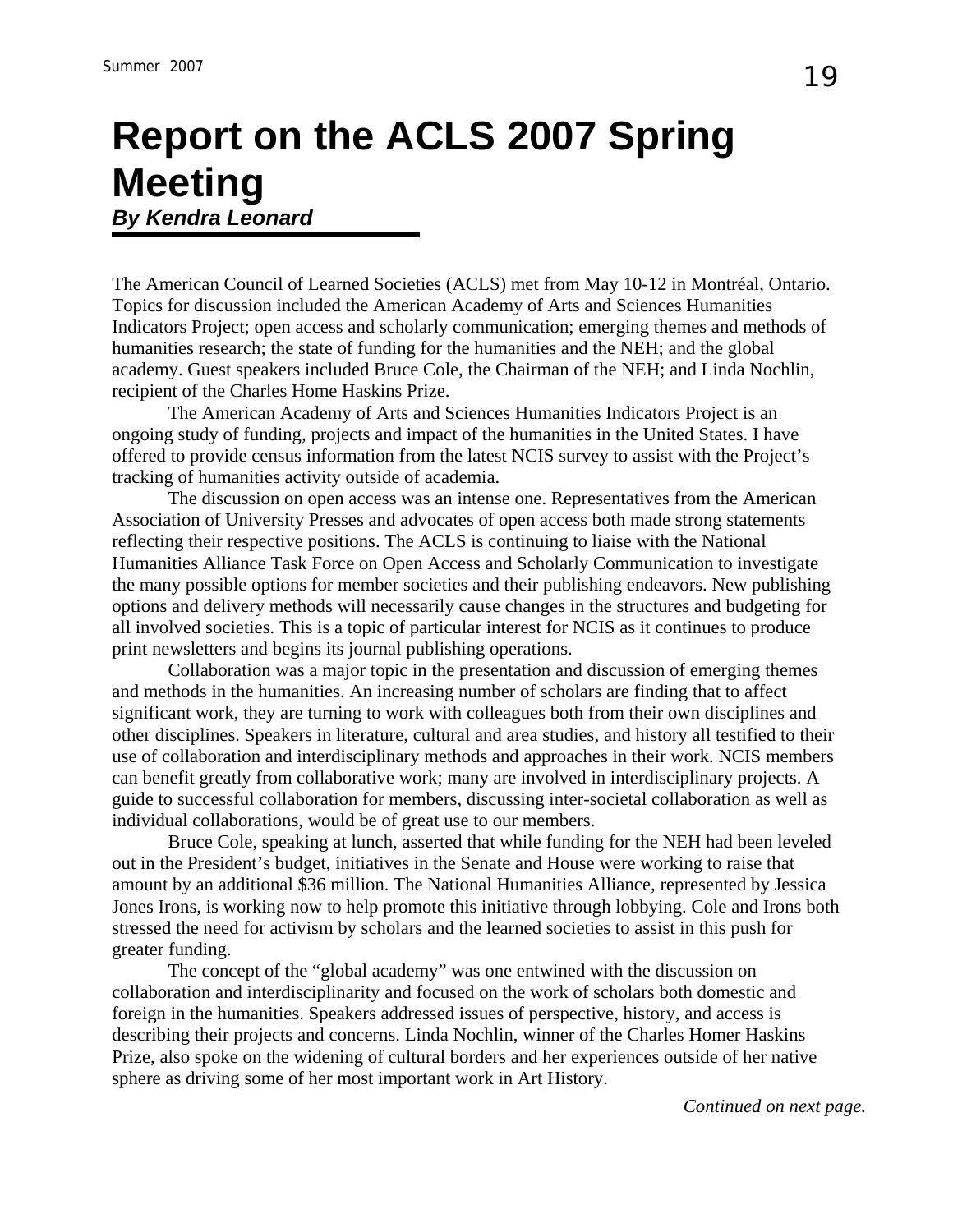# Report on the ACLS 2007 Spring Meeting

***By Kendra Leonard***

The American Council of Learned Societies (ACLS) met from May 10-12 in Montréal, Ontario. Topics for discussion included the American Academy of Arts and Sciences Humanities Indicators Project; open access and scholarly communication; emerging themes and methods of humanities research; the state of funding for the humanities and the NEH; and the global academy. Guest speakers included Bruce Cole, the Chairman of the NEH; and Linda Nochlin, recipient of the Charles Home Haskins Prize.

The American Academy of Arts and Sciences Humanities Indicators Project is an ongoing study of funding, projects and impact of the humanities in the United States. I have offered to provide census information from the latest NCIS survey to assist with the Project's tracking of humanities activity outside of academia.

The discussion on open access was an intense one. Representatives from the American Association of University Presses and advocates of open access both made strong statements reflecting their respective positions. The ACLS is continuing to liaise with the National Humanities Alliance Task Force on Open Access and Scholarly Communication to investigate the many possible options for member societies and their publishing endeavors. New publishing options and delivery methods will necessarily cause changes in the structures and budgeting for all involved societies. This is a topic of particular interest for NCIS as it continues to produce print newsletters and begins its journal publishing operations.

Collaboration was a major topic in the presentation and discussion of emerging themes and methods in the humanities. An increasing number of scholars are finding that to affect significant work, they are turning to work with colleagues both from their own disciplines and other disciplines. Speakers in literature, cultural and area studies, and history all testified to their use of collaboration and interdisciplinary methods and approaches in their work. NCIS members can benefit greatly from collaborative work; many are involved in interdisciplinary projects. A guide to successful collaboration for members, discussing inter-societal collaboration as well as individual collaborations, would be of great use to our members.

Bruce Cole, speaking at lunch, asserted that while funding for the NEH had been leveled out in the President's budget, initiatives in the Senate and House were working to raise that amount by an additional $36 million. The National Humanities Alliance, represented by Jessica Jones Irons, is working now to help promote this initiative through lobbying. Cole and Irons both stressed the need for activism by scholars and the learned societies to assist in this push for greater funding.

The concept of the "global academy" was one entwined with the discussion on collaboration and interdisciplinarity and focused on the work of scholars both domestic and foreign in the humanities. Speakers addressed issues of perspective, history, and access is describing their projects and concerns. Linda Nochlin, winner of the Charles Homer Haskins Prize, also spoke on the widening of cultural borders and her experiences outside of her native sphere as driving some of her most important work in Art History.

*Continued on next page.*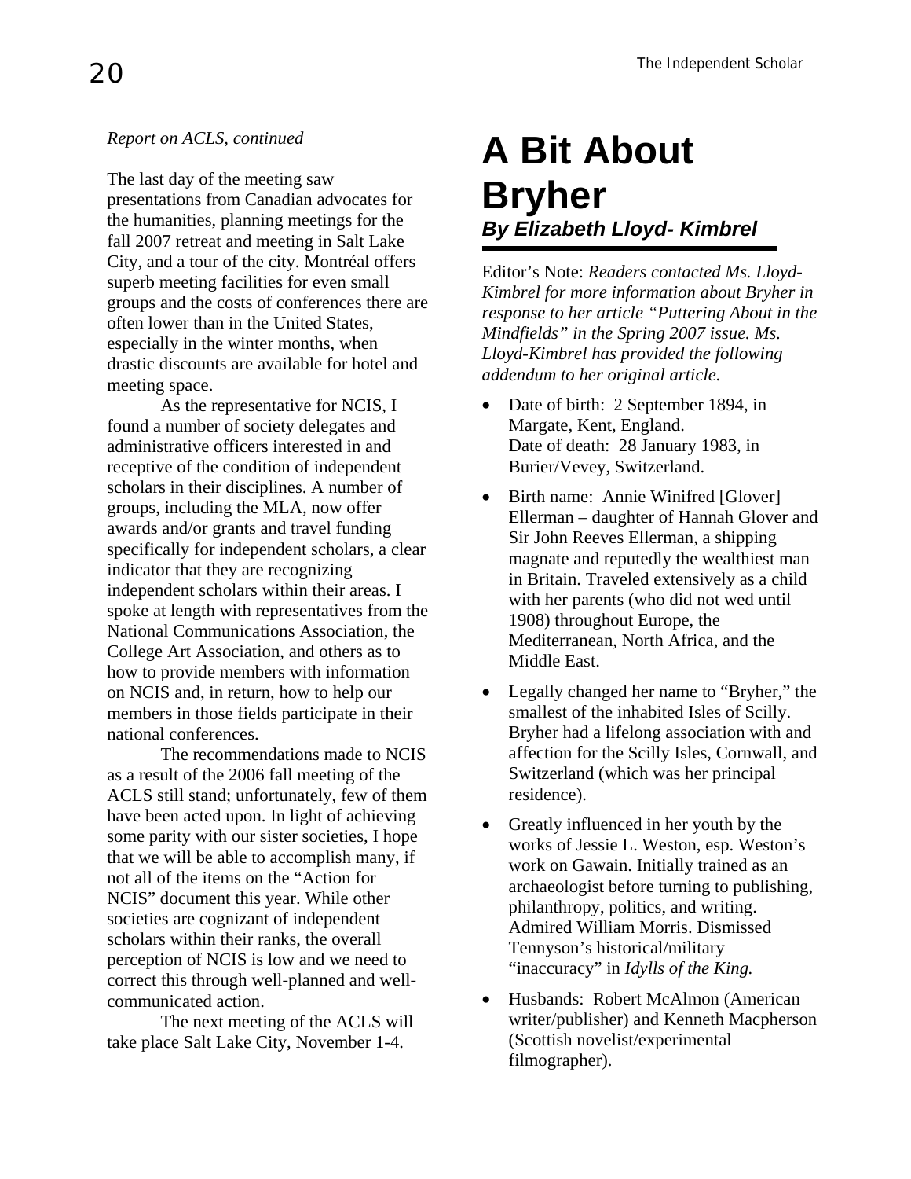*Report on ACLS, continued*

The last day of the meeting saw presentations from Canadian advocates for the humanities, planning meetings for the fall 2007 retreat and meeting in Salt Lake City, and a tour of the city. Montréal offers superb meeting facilities for even small groups and the costs of conferences there are often lower than in the United States, especially in the winter months, when drastic discounts are available for hotel and meeting space.

As the representative for NCIS, I found a number of society delegates and administrative officers interested in and receptive of the condition of independent scholars in their disciplines. A number of groups, including the MLA, now offer awards and/or grants and travel funding specifically for independent scholars, a clear indicator that they are recognizing independent scholars within their areas. I spoke at length with representatives from the National Communications Association, the College Art Association, and others as to how to provide members with information on NCIS and, in return, how to help our members in those fields participate in their national conferences.

The recommendations made to NCIS as a result of the 2006 fall meeting of the ACLS still stand; unfortunately, few of them have been acted upon. In light of achieving some parity with our sister societies, I hope that we will be able to accomplish many, if not all of the items on the "Action for NCIS" document this year. While other societies are cognizant of independent scholars within their ranks, the overall perception of NCIS is low and we need to correct this through well-planned and well-communicated action.

The next meeting of the ACLS will take place Salt Lake City, November 1-4.

# A Bit About Bryher

### *By Elizabeth Lloyd- Kimbrel*

Editor's Note: *Readers contacted Ms. Lloyd-Kimbrel for more information about Bryher in response to her article "Puttering About in the Mindfields" in the Spring 2007 issue. Ms. Lloyd-Kimbrel has provided the following addendum to her original article.*

- Date of birth: 2 September 1894, in Margate, Kent, England.
  Date of death: 28 January 1983, in Burier/Vevey, Switzerland.
- Birth name: Annie Winifred [Glover] Ellerman – daughter of Hannah Glover and Sir John Reeves Ellerman, a shipping magnate and reputedly the wealthiest man in Britain. Traveled extensively as a child with her parents (who did not wed until 1908) throughout Europe, the Mediterranean, North Africa, and the Middle East.
- Legally changed her name to "Bryher," the smallest of the inhabited Isles of Scilly. Bryher had a lifelong association with and affection for the Scilly Isles, Cornwall, and Switzerland (which was her principal residence).
- Greatly influenced in her youth by the works of Jessie L. Weston, esp. Weston's work on Gawain. Initially trained as an archaeologist before turning to publishing, philanthropy, politics, and writing. Admired William Morris. Dismissed Tennyson's historical/military "inaccuracy" in *Idylls of the King.*
- Husbands: Robert McAlmon (American writer/publisher) and Kenneth Macpherson (Scottish novelist/experimental filmographer).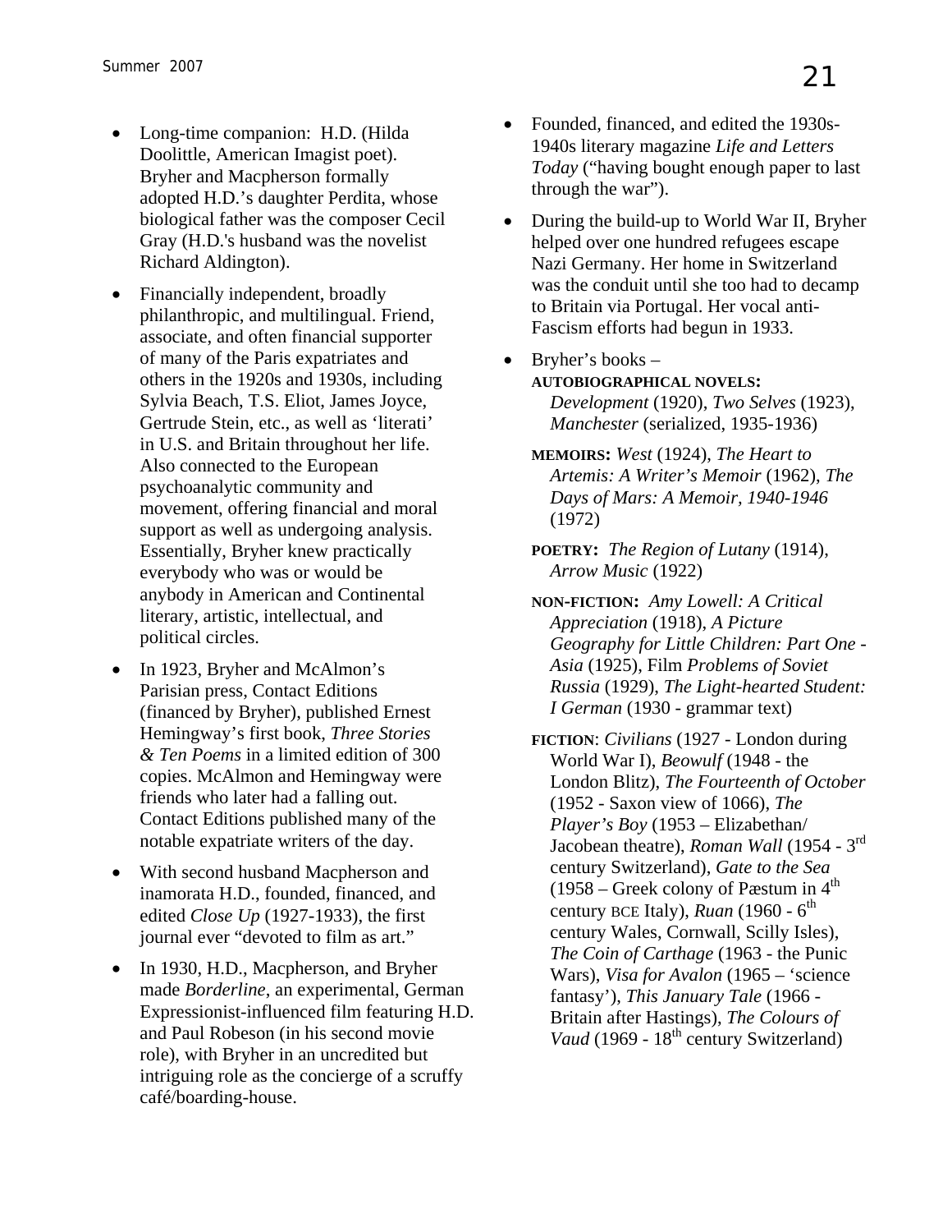- Long-time companion: H.D. (Hilda Doolittle, American Imagist poet). Bryher and Macpherson formally adopted H.D.'s daughter Perdita, whose biological father was the composer Cecil Gray (H.D.'s husband was the novelist Richard Aldington).

- Financially independent, broadly philanthropic, and multilingual. Friend, associate, and often financial supporter of many of the Paris expatriates and others in the 1920s and 1930s, including Sylvia Beach, T.S. Eliot, James Joyce, Gertrude Stein, etc., as well as 'literati' in U.S. and Britain throughout her life. Also connected to the European psychoanalytic community and movement, offering financial and moral support as well as undergoing analysis. Essentially, Bryher knew practically everybody who was or would be anybody in American and Continental literary, artistic, intellectual, and political circles.

- In 1923, Bryher and McAlmon's Parisian press, Contact Editions (financed by Bryher), published Ernest Hemingway's first book, *Three Stories & Ten Poems* in a limited edition of 300 copies. McAlmon and Hemingway were friends who later had a falling out. Contact Editions published many of the notable expatriate writers of the day.

- With second husband Macpherson and inamorata H.D., founded, financed, and edited *Close Up* (1927-1933), the first journal ever "devoted to film as art."

- In 1930, H.D., Macpherson, and Bryher made *Borderline*, an experimental, German Expressionist-influenced film featuring H.D. and Paul Robeson (in his second movie role), with Bryher in an uncredited but intriguing role as the concierge of a scruffy café/boarding-house.

- Founded, financed, and edited the 1930s-1940s literary magazine *Life and Letters Today* ("having bought enough paper to last through the war").

- During the build-up to World War II, Bryher helped over one hundred refugees escape Nazi Germany. Her home in Switzerland was the conduit until she too had to decamp to Britain via Portugal. Her vocal anti-Fascism efforts had begun in 1933.

- Bryher's books –

  **AUTOBIOGRAPHICAL NOVELS:** *Development* (1920), *Two Selves* (1923), *Manchester* (serialized, 1935-1936)

  **MEMOIRS:** *West* (1924), *The Heart to Artemis: A Writer's Memoir* (1962), *The Days of Mars: A Memoir, 1940-1946* (1972)

  **POETRY:** *The Region of Lutany* (1914), *Arrow Music* (1922)

  **NON-FICTION:** *Amy Lowell: A Critical Appreciation* (1918), *A Picture Geography for Little Children: Part One - Asia* (1925), Film *Problems of Soviet Russia* (1929), *The Light-hearted Student: I German* (1930 - grammar text)

  **FICTION**: *Civilians* (1927 - London during World War I), *Beowulf* (1948 - the London Blitz), *The Fourteenth of October* (1952 - Saxon view of 1066), *The Player's Boy* (1953 – Elizabethan/ Jacobean theatre), *Roman Wall* (1954 - 3rd century Switzerland), *Gate to the Sea* (1958 – Greek colony of Pæstum in 4th century BCE Italy), *Ruan* (1960 - 6th century Wales, Cornwall, Scilly Isles), *The Coin of Carthage* (1963 - the Punic Wars), *Visa for Avalon* (1965 – 'science fantasy'), *This January Tale* (1966 - Britain after Hastings), *The Colours of Vaud* (1969 - 18th century Switzerland)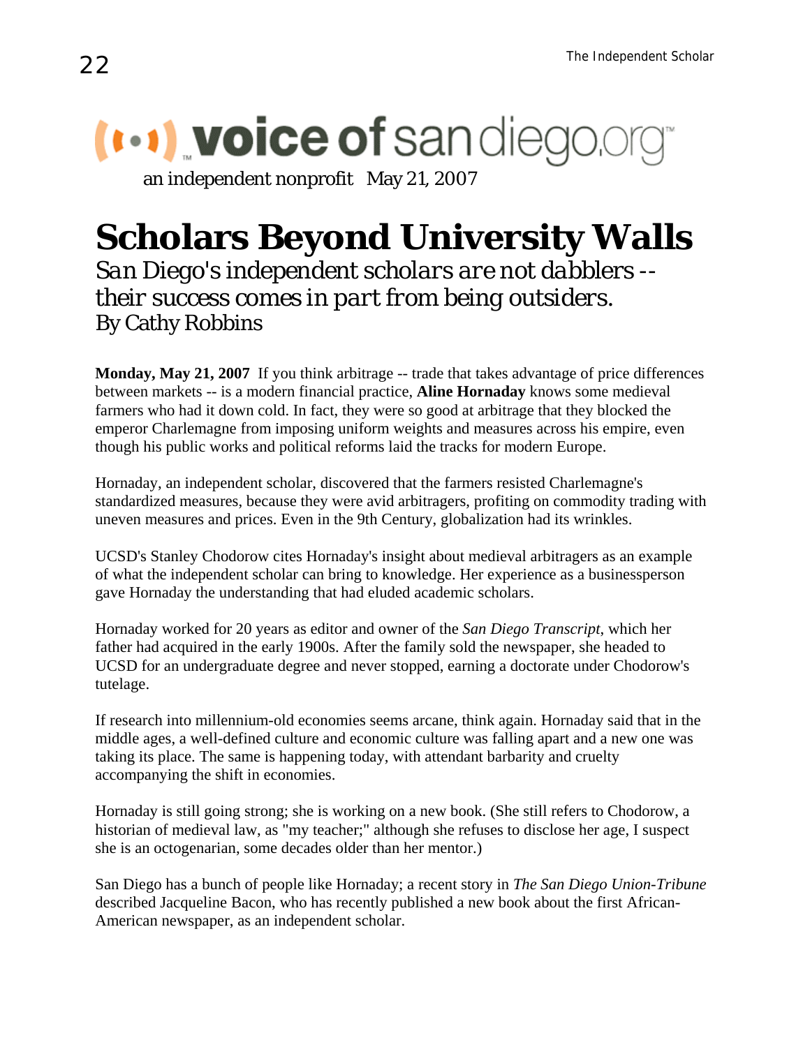voice of san diego.org

an independent nonprofit May 21, 2007

# Scholars Beyond University Walls

*San Diego's independent scholars are not dabblers -- their success comes in part from being outsiders.*

By Cathy Robbins

**Monday, May 21, 2007** If you think arbitrage -- trade that takes advantage of price differences between markets -- is a modern financial practice, **Aline Hornaday** knows some medieval farmers who had it down cold. In fact, they were so good at arbitrage that they blocked the emperor Charlemagne from imposing uniform weights and measures across his empire, even though his public works and political reforms laid the tracks for modern Europe.

Hornaday, an independent scholar, discovered that the farmers resisted Charlemagne's standardized measures, because they were avid arbitragers, profiting on commodity trading with uneven measures and prices. Even in the 9th Century, globalization had its wrinkles.

UCSD's Stanley Chodorow cites Hornaday's insight about medieval arbitragers as an example of what the independent scholar can bring to knowledge. Her experience as a businessperson gave Hornaday the understanding that had eluded academic scholars.

Hornaday worked for 20 years as editor and owner of the *San Diego Transcript*, which her father had acquired in the early 1900s. After the family sold the newspaper, she headed to UCSD for an undergraduate degree and never stopped, earning a doctorate under Chodorow's tutelage.

If research into millennium-old economies seems arcane, think again. Hornaday said that in the middle ages, a well-defined culture and economic culture was falling apart and a new one was taking its place. The same is happening today, with attendant barbarity and cruelty accompanying the shift in economies.

Hornaday is still going strong; she is working on a new book. (She still refers to Chodorow, a historian of medieval law, as "my teacher;" although she refuses to disclose her age, I suspect she is an octogenarian, some decades older than her mentor.)

San Diego has a bunch of people like Hornaday; a recent story in *The San Diego Union-Tribune* described Jacqueline Bacon, who has recently published a new book about the first African-American newspaper, as an independent scholar.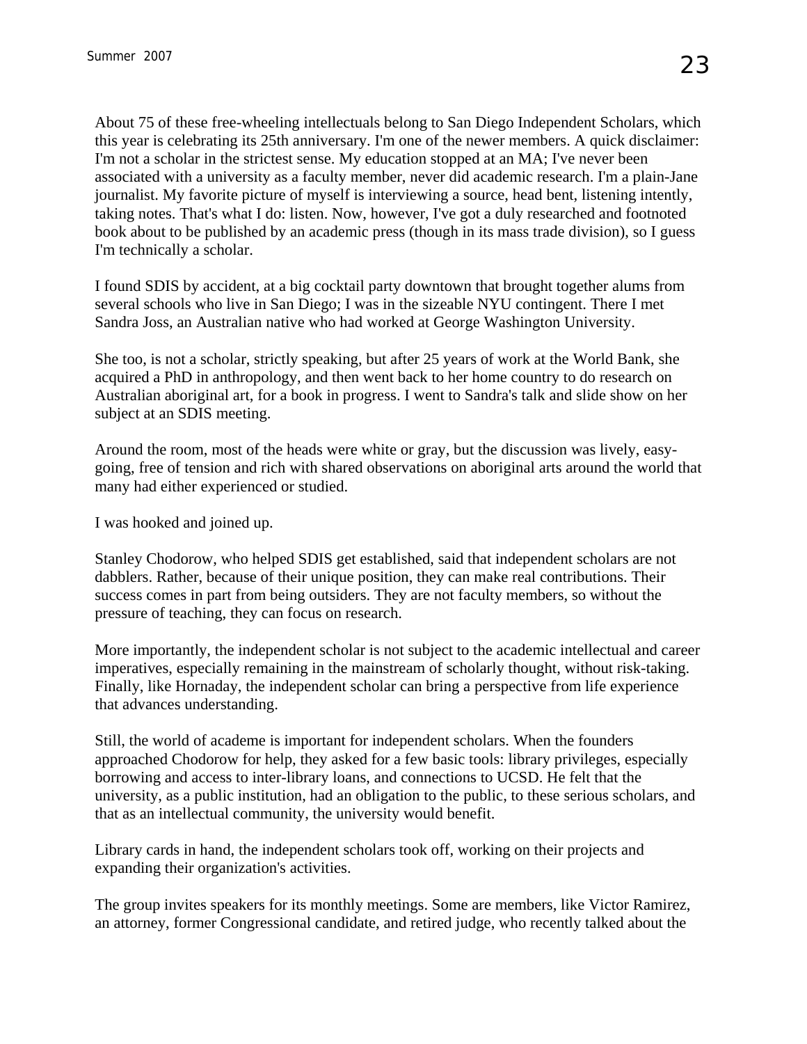About 75 of these free-wheeling intellectuals belong to San Diego Independent Scholars, which this year is celebrating its 25th anniversary. I'm one of the newer members. A quick disclaimer: I'm not a scholar in the strictest sense. My education stopped at an MA; I've never been associated with a university as a faculty member, never did academic research. I'm a plain-Jane journalist. My favorite picture of myself is interviewing a source, head bent, listening intently, taking notes. That's what I do: listen. Now, however, I've got a duly researched and footnoted book about to be published by an academic press (though in its mass trade division), so I guess I'm technically a scholar.

I found SDIS by accident, at a big cocktail party downtown that brought together alums from several schools who live in San Diego; I was in the sizeable NYU contingent. There I met Sandra Joss, an Australian native who had worked at George Washington University.

She too, is not a scholar, strictly speaking, but after 25 years of work at the World Bank, she acquired a PhD in anthropology, and then went back to her home country to do research on Australian aboriginal art, for a book in progress. I went to Sandra's talk and slide show on her subject at an SDIS meeting.

Around the room, most of the heads were white or gray, but the discussion was lively, easy-going, free of tension and rich with shared observations on aboriginal arts around the world that many had either experienced or studied.

I was hooked and joined up.

Stanley Chodorow, who helped SDIS get established, said that independent scholars are not dabblers. Rather, because of their unique position, they can make real contributions. Their success comes in part from being outsiders. They are not faculty members, so without the pressure of teaching, they can focus on research.

More importantly, the independent scholar is not subject to the academic intellectual and career imperatives, especially remaining in the mainstream of scholarly thought, without risk-taking. Finally, like Hornaday, the independent scholar can bring a perspective from life experience that advances understanding.

Still, the world of academe is important for independent scholars. When the founders approached Chodorow for help, they asked for a few basic tools: library privileges, especially borrowing and access to inter-library loans, and connections to UCSD. He felt that the university, as a public institution, had an obligation to the public, to these serious scholars, and that as an intellectual community, the university would benefit.

Library cards in hand, the independent scholars took off, working on their projects and expanding their organization's activities.

The group invites speakers for its monthly meetings. Some are members, like Victor Ramirez, an attorney, former Congressional candidate, and retired judge, who recently talked about the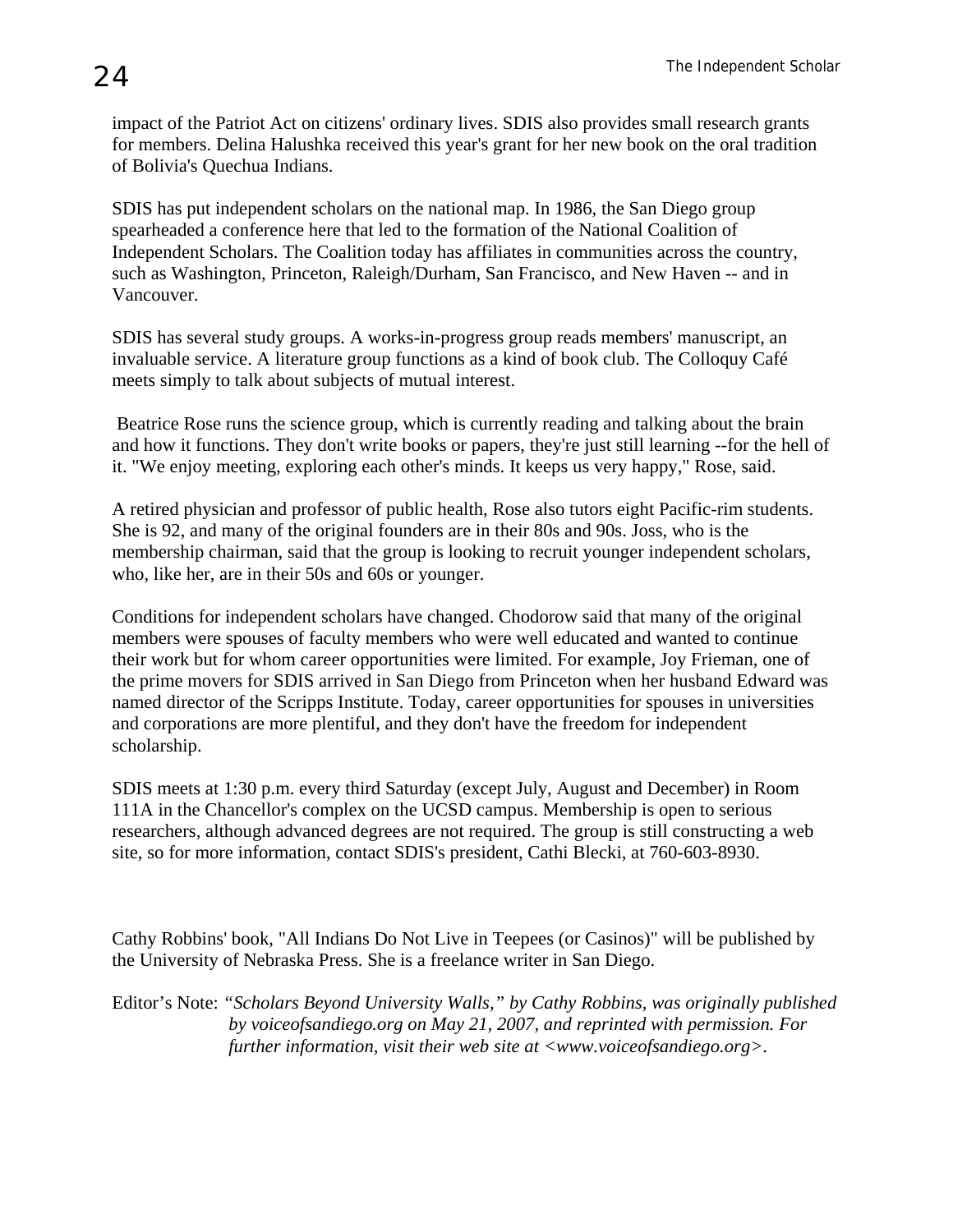impact of the Patriot Act on citizens' ordinary lives. SDIS also provides small research grants for members. Delina Halushka received this year's grant for her new book on the oral tradition of Bolivia's Quechua Indians.

SDIS has put independent scholars on the national map. In 1986, the San Diego group spearheaded a conference here that led to the formation of the National Coalition of Independent Scholars. The Coalition today has affiliates in communities across the country, such as Washington, Princeton, Raleigh/Durham, San Francisco, and New Haven -- and in Vancouver.

SDIS has several study groups. A works-in-progress group reads members' manuscript, an invaluable service. A literature group functions as a kind of book club. The Colloquy Café meets simply to talk about subjects of mutual interest.

Beatrice Rose runs the science group, which is currently reading and talking about the brain and how it functions. They don't write books or papers, they're just still learning --for the hell of it. "We enjoy meeting, exploring each other's minds. It keeps us very happy," Rose, said.

A retired physician and professor of public health, Rose also tutors eight Pacific-rim students. She is 92, and many of the original founders are in their 80s and 90s. Joss, who is the membership chairman, said that the group is looking to recruit younger independent scholars, who, like her, are in their 50s and 60s or younger.

Conditions for independent scholars have changed. Chodorow said that many of the original members were spouses of faculty members who were well educated and wanted to continue their work but for whom career opportunities were limited. For example, Joy Frieman, one of the prime movers for SDIS arrived in San Diego from Princeton when her husband Edward was named director of the Scripps Institute. Today, career opportunities for spouses in universities and corporations are more plentiful, and they don't have the freedom for independent scholarship.

SDIS meets at 1:30 p.m. every third Saturday (except July, August and December) in Room 111A in the Chancellor's complex on the UCSD campus. Membership is open to serious researchers, although advanced degrees are not required. The group is still constructing a web site, so for more information, contact SDIS's president, Cathi Blecki, at 760-603-8930.

Cathy Robbins' book, "All Indians Do Not Live in Teepees (or Casinos)" will be published by the University of Nebraska Press. She is a freelance writer in San Diego.

Editor's Note: *"Scholars Beyond University Walls," by Cathy Robbins, was originally published by voiceofsandiego.org on May 21, 2007, and reprinted with permission. For further information, visit their web site at <www.voiceofsandiego.org>.*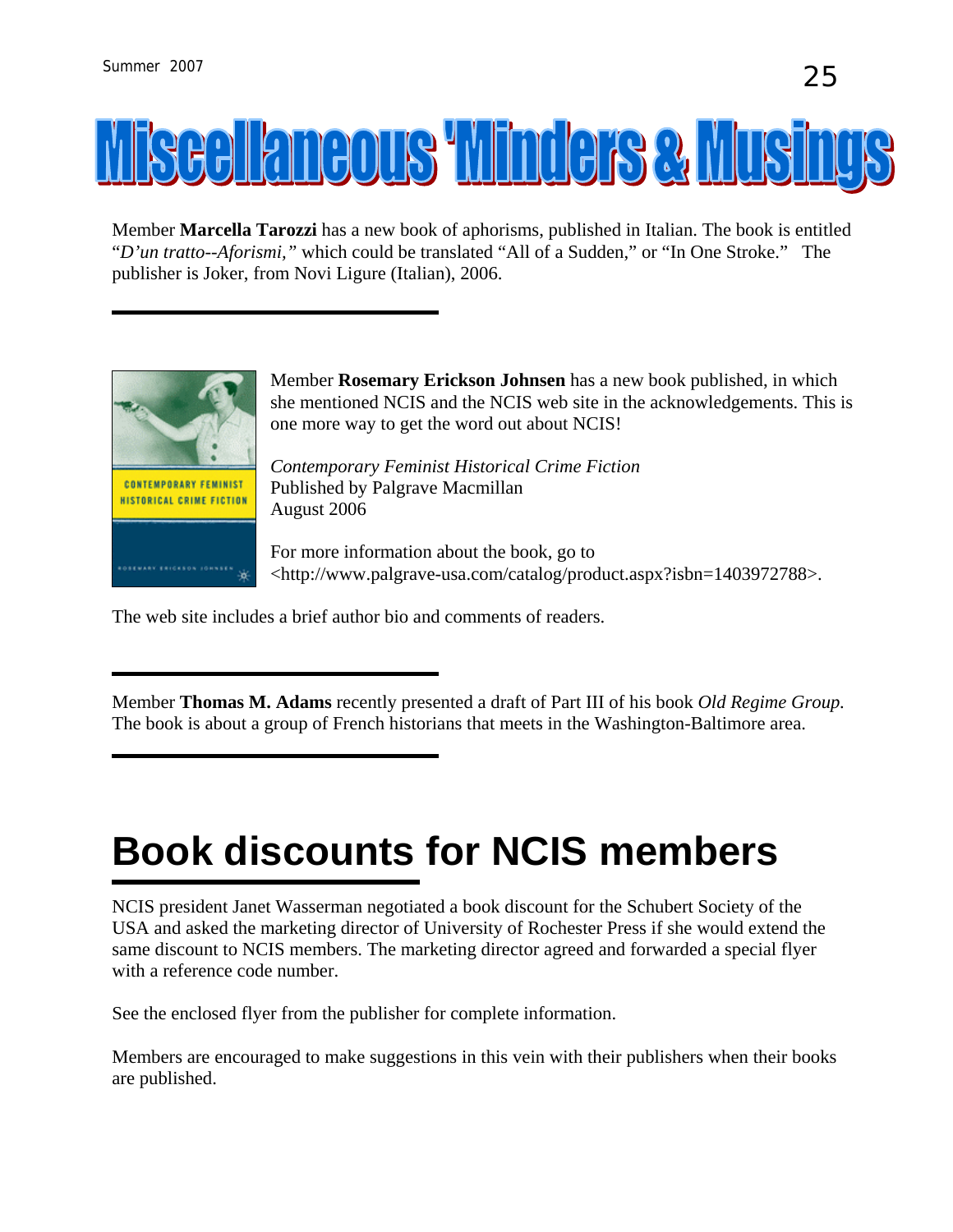# Miscellaneous 'Minders & Musings

Member **Marcella Tarozzi** has a new book of aphorisms, published in Italian. The book is entitled "*D'un tratto--Aforismi,"* which could be translated "All of a Sudden," or "In One Stroke." The publisher is Joker, from Novi Ligure (Italian), 2006.

---

Member **Rosemary Erickson Johnsen** has a new book published, in which she mentioned NCIS and the NCIS web site in the acknowledgements. This is one more way to get the word out about NCIS!

*Contemporary Feminist Historical Crime Fiction*
Published by Palgrave Macmillan
August 2006

For more information about the book, go to <http://www.palgrave-usa.com/catalog/product.aspx?isbn=1403972788>.

The web site includes a brief author bio and comments of readers.

---

Member **Thomas M. Adams** recently presented a draft of Part III of his book *Old Regime Group.* The book is about a group of French historians that meets in the Washington-Baltimore area.

---

# Book discounts for NCIS members

NCIS president Janet Wasserman negotiated a book discount for the Schubert Society of the USA and asked the marketing director of University of Rochester Press if she would extend the same discount to NCIS members. The marketing director agreed and forwarded a special flyer with a reference code number.

See the enclosed flyer from the publisher for complete information.

Members are encouraged to make suggestions in this vein with their publishers when their books are published.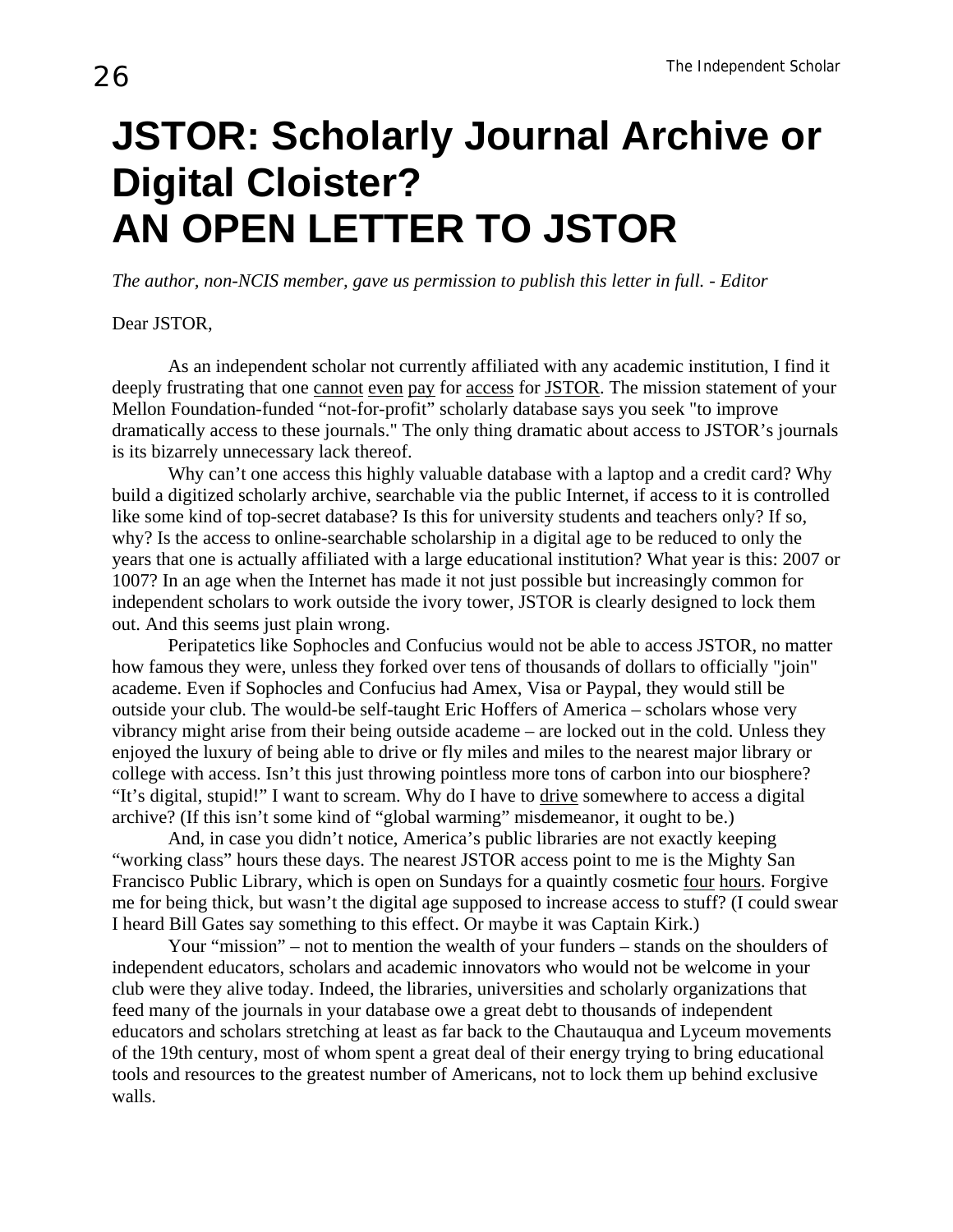# JSTOR: Scholarly Journal Archive or Digital Cloister?
# AN OPEN LETTER TO JSTOR

*The author, non-NCIS member, gave us permission to publish this letter in full. - Editor*

Dear JSTOR,

As an independent scholar not currently affiliated with any academic institution, I find it deeply frustrating that one cannot even pay for access for JSTOR. The mission statement of your Mellon Foundation-funded "not-for-profit" scholarly database says you seek "to improve dramatically access to these journals." The only thing dramatic about access to JSTOR's journals is its bizarrely unnecessary lack thereof.

Why can't one access this highly valuable database with a laptop and a credit card? Why build a digitized scholarly archive, searchable via the public Internet, if access to it is controlled like some kind of top-secret database? Is this for university students and teachers only? If so, why? Is the access to online-searchable scholarship in a digital age to be reduced to only the years that one is actually affiliated with a large educational institution? What year is this: 2007 or 1007? In an age when the Internet has made it not just possible but increasingly common for independent scholars to work outside the ivory tower, JSTOR is clearly designed to lock them out. And this seems just plain wrong.

Peripatetics like Sophocles and Confucius would not be able to access JSTOR, no matter how famous they were, unless they forked over tens of thousands of dollars to officially "join" academe. Even if Sophocles and Confucius had Amex, Visa or Paypal, they would still be outside your club. The would-be self-taught Eric Hoffers of America – scholars whose very vibrancy might arise from their being outside academe – are locked out in the cold. Unless they enjoyed the luxury of being able to drive or fly miles and miles to the nearest major library or college with access. Isn't this just throwing pointless more tons of carbon into our biosphere? "It's digital, stupid!" I want to scream. Why do I have to drive somewhere to access a digital archive? (If this isn't some kind of "global warming" misdemeanor, it ought to be.)

And, in case you didn't notice, America's public libraries are not exactly keeping "working class" hours these days. The nearest JSTOR access point to me is the Mighty San Francisco Public Library, which is open on Sundays for a quaintly cosmetic four hours. Forgive me for being thick, but wasn't the digital age supposed to increase access to stuff? (I could swear I heard Bill Gates say something to this effect. Or maybe it was Captain Kirk.)

Your "mission" – not to mention the wealth of your funders – stands on the shoulders of independent educators, scholars and academic innovators who would not be welcome in your club were they alive today. Indeed, the libraries, universities and scholarly organizations that feed many of the journals in your database owe a great debt to thousands of independent educators and scholars stretching at least as far back to the Chautauqua and Lyceum movements of the 19th century, most of whom spent a great deal of their energy trying to bring educational tools and resources to the greatest number of Americans, not to lock them up behind exclusive walls.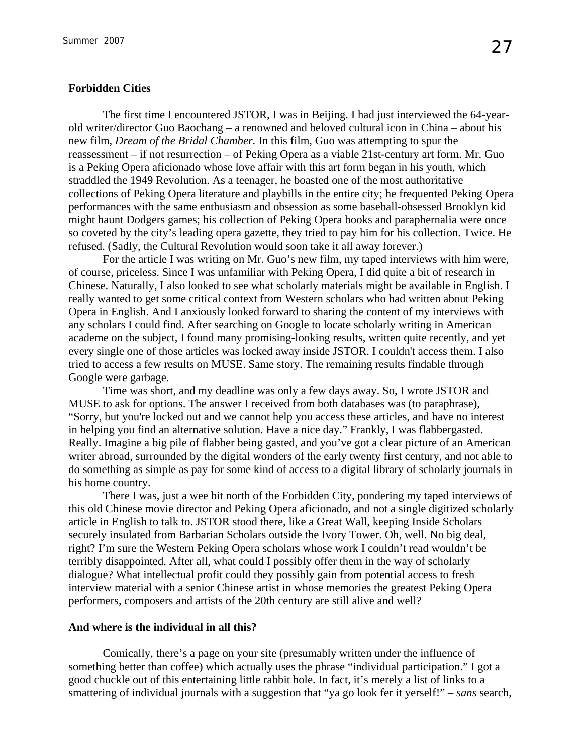**Forbidden Cities**

The first time I encountered JSTOR, I was in Beijing. I had just interviewed the 64-year-old writer/director Guo Baochang – a renowned and beloved cultural icon in China – about his new film, *Dream of the Bridal Chamber.* In this film, Guo was attempting to spur the reassessment – if not resurrection – of Peking Opera as a viable 21st-century art form. Mr. Guo is a Peking Opera aficionado whose love affair with this art form began in his youth, which straddled the 1949 Revolution. As a teenager, he boasted one of the most authoritative collections of Peking Opera literature and playbills in the entire city; he frequented Peking Opera performances with the same enthusiasm and obsession as some baseball-obsessed Brooklyn kid might haunt Dodgers games; his collection of Peking Opera books and paraphernalia were once so coveted by the city's leading opera gazette, they tried to pay him for his collection. Twice. He refused. (Sadly, the Cultural Revolution would soon take it all away forever.)

For the article I was writing on Mr. Guo's new film, my taped interviews with him were, of course, priceless. Since I was unfamiliar with Peking Opera, I did quite a bit of research in Chinese. Naturally, I also looked to see what scholarly materials might be available in English. I really wanted to get some critical context from Western scholars who had written about Peking Opera in English. And I anxiously looked forward to sharing the content of my interviews with any scholars I could find. After searching on Google to locate scholarly writing in American academe on the subject, I found many promising-looking results, written quite recently, and yet every single one of those articles was locked away inside JSTOR. I couldn't access them. I also tried to access a few results on MUSE. Same story. The remaining results findable through Google were garbage.

Time was short, and my deadline was only a few days away. So, I wrote JSTOR and MUSE to ask for options. The answer I received from both databases was (to paraphrase), "Sorry, but you're locked out and we cannot help you access these articles, and have no interest in helping you find an alternative solution. Have a nice day." Frankly, I was flabbergasted. Really. Imagine a big pile of flabber being gasted, and you've got a clear picture of an American writer abroad, surrounded by the digital wonders of the early twenty first century, and not able to do something as simple as pay for <u>some</u> kind of access to a digital library of scholarly journals in his home country.

There I was, just a wee bit north of the Forbidden City, pondering my taped interviews of this old Chinese movie director and Peking Opera aficionado, and not a single digitized scholarly article in English to talk to. JSTOR stood there, like a Great Wall, keeping Inside Scholars securely insulated from Barbarian Scholars outside the Ivory Tower. Oh, well. No big deal, right? I'm sure the Western Peking Opera scholars whose work I couldn't read wouldn't be terribly disappointed. After all, what could I possibly offer them in the way of scholarly dialogue? What intellectual profit could they possibly gain from potential access to fresh interview material with a senior Chinese artist in whose memories the greatest Peking Opera performers, composers and artists of the 20th century are still alive and well?

**And where is the individual in all this?**

Comically, there's a page on your site (presumably written under the influence of something better than coffee) which actually uses the phrase "individual participation." I got a good chuckle out of this entertaining little rabbit hole. In fact, it's merely a list of links to a smattering of individual journals with a suggestion that "ya go look fer it yerself!" – *sans* search,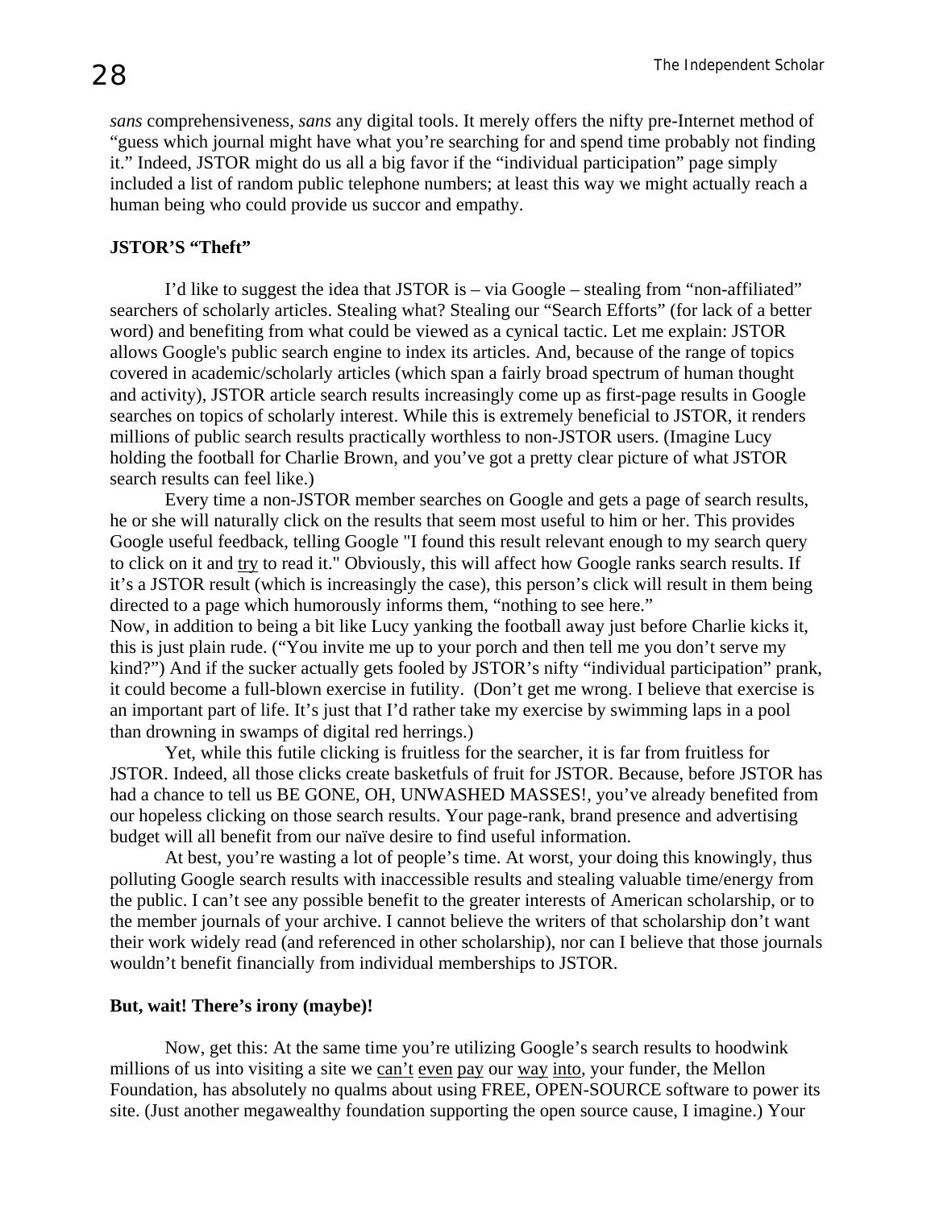*sans* comprehensiveness, *sans* any digital tools. It merely offers the nifty pre-Internet method of "guess which journal might have what you're searching for and spend time probably not finding it." Indeed, JSTOR might do us all a big favor if the "individual participation" page simply included a list of random public telephone numbers; at least this way we might actually reach a human being who could provide us succor and empathy.

**JSTOR'S "Theft"**

I'd like to suggest the idea that JSTOR is – via Google – stealing from "non-affiliated" searchers of scholarly articles. Stealing what? Stealing our "Search Efforts" (for lack of a better word) and benefiting from what could be viewed as a cynical tactic. Let me explain: JSTOR allows Google's public search engine to index its articles. And, because of the range of topics covered in academic/scholarly articles (which span a fairly broad spectrum of human thought and activity), JSTOR article search results increasingly come up as first-page results in Google searches on topics of scholarly interest. While this is extremely beneficial to JSTOR, it renders millions of public search results practically worthless to non-JSTOR users. (Imagine Lucy holding the football for Charlie Brown, and you've got a pretty clear picture of what JSTOR search results can feel like.)

Every time a non-JSTOR member searches on Google and gets a page of search results, he or she will naturally click on the results that seem most useful to him or her. This provides Google useful feedback, telling Google "I found this result relevant enough to my search query to click on it and try to read it." Obviously, this will affect how Google ranks search results. If it's a JSTOR result (which is increasingly the case), this person's click will result in them being directed to a page which humorously informs them, "nothing to see here."

Now, in addition to being a bit like Lucy yanking the football away just before Charlie kicks it, this is just plain rude. ("You invite me up to your porch and then tell me you don't serve my kind?") And if the sucker actually gets fooled by JSTOR's nifty "individual participation" prank, it could become a full-blown exercise in futility. (Don't get me wrong. I believe that exercise is an important part of life. It's just that I'd rather take my exercise by swimming laps in a pool than drowning in swamps of digital red herrings.)

Yet, while this futile clicking is fruitless for the searcher, it is far from fruitless for JSTOR. Indeed, all those clicks create basketfuls of fruit for JSTOR. Because, before JSTOR has had a chance to tell us BE GONE, OH, UNWASHED MASSES!, you've already benefited from our hopeless clicking on those search results. Your page-rank, brand presence and advertising budget will all benefit from our naïve desire to find useful information.

At best, you're wasting a lot of people's time. At worst, your doing this knowingly, thus polluting Google search results with inaccessible results and stealing valuable time/energy from the public. I can't see any possible benefit to the greater interests of American scholarship, or to the member journals of your archive. I cannot believe the writers of that scholarship don't want their work widely read (and referenced in other scholarship), nor can I believe that those journals wouldn't benefit financially from individual memberships to JSTOR.

**But, wait! There's irony (maybe)!**

Now, get this: At the same time you're utilizing Google's search results to hoodwink millions of us into visiting a site we can't even pay our way into, your funder, the Mellon Foundation, has absolutely no qualms about using FREE, OPEN-SOURCE software to power its site. (Just another megawealthy foundation supporting the open source cause, I imagine.) Your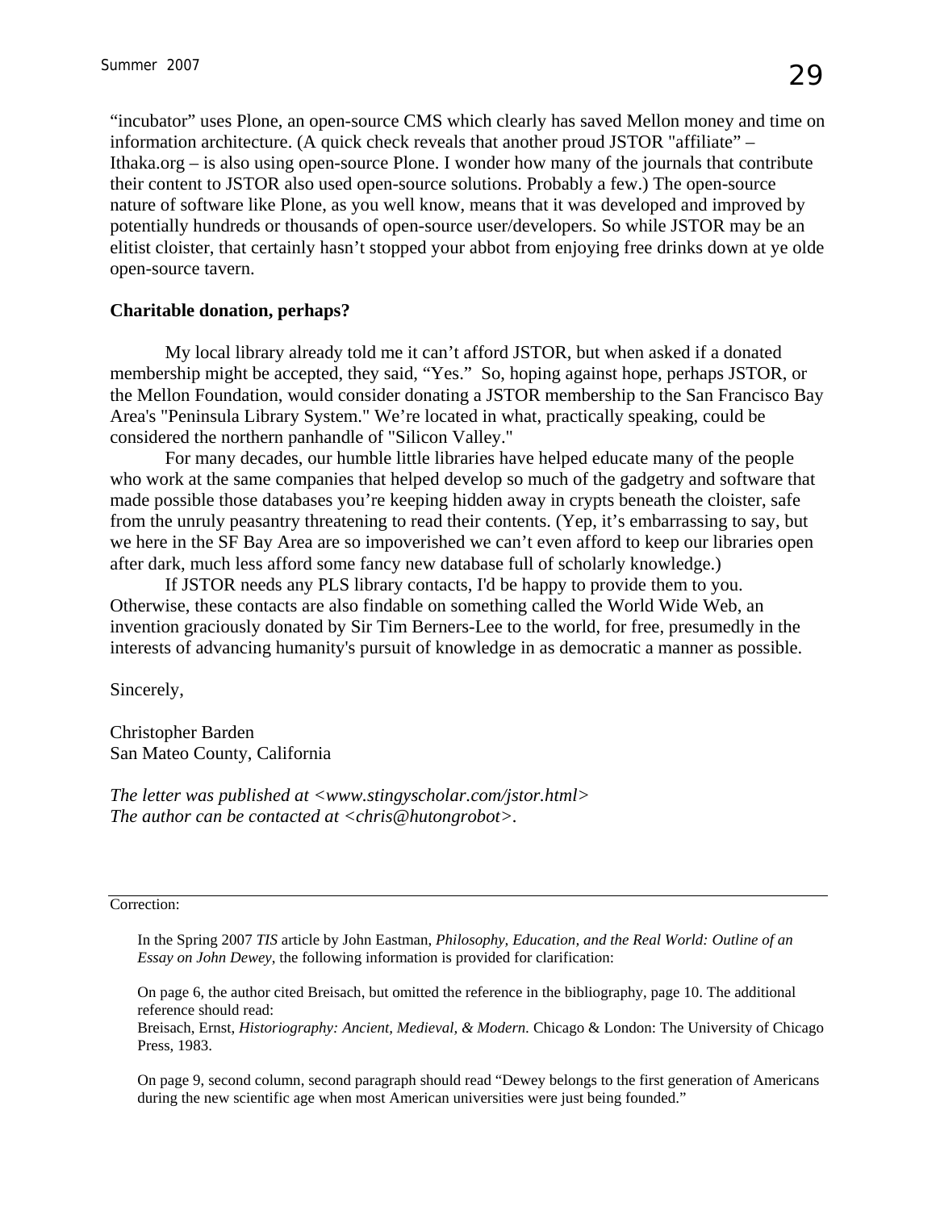“incubator” uses Plone, an open-source CMS which clearly has saved Mellon money and time on information architecture. (A quick check reveals that another proud JSTOR "affiliate" – Ithaka.org – is also using open-source Plone. I wonder how many of the journals that contribute their content to JSTOR also used open-source solutions. Probably a few.) The open-source nature of software like Plone, as you well know, means that it was developed and improved by potentially hundreds or thousands of open-source user/developers. So while JSTOR may be an elitist cloister, that certainly hasn’t stopped your abbot from enjoying free drinks down at ye olde open-source tavern.

**Charitable donation, perhaps?**

My local library already told me it can’t afford JSTOR, but when asked if a donated membership might be accepted, they said, “Yes.” So, hoping against hope, perhaps JSTOR, or the Mellon Foundation, would consider donating a JSTOR membership to the San Francisco Bay Area's "Peninsula Library System." We’re located in what, practically speaking, could be considered the northern panhandle of "Silicon Valley."

For many decades, our humble little libraries have helped educate many of the people who work at the same companies that helped develop so much of the gadgetry and software that made possible those databases you’re keeping hidden away in crypts beneath the cloister, safe from the unruly peasantry threatening to read their contents. (Yep, it’s embarrassing to say, but we here in the SF Bay Area are so impoverished we can’t even afford to keep our libraries open after dark, much less afford some fancy new database full of scholarly knowledge.)

If JSTOR needs any PLS library contacts, I'd be happy to provide them to you. Otherwise, these contacts are also findable on something called the World Wide Web, an invention graciously donated by Sir Tim Berners-Lee to the world, for free, presumedly in the interests of advancing humanity's pursuit of knowledge in as democratic a manner as possible.

Sincerely,

Christopher Barden
San Mateo County, California

*The letter was published at <www.stingyscholar.com/jstor.html>*
*The author can be contacted at <chris@hutongrobot>.*

---

Correction:

In the Spring 2007 *TIS* article by John Eastman, *Philosophy, Education, and the Real World: Outline of an Essay on John Dewey*, the following information is provided for clarification:

On page 6, the author cited Breisach, but omitted the reference in the bibliography, page 10. The additional reference should read:
Breisach, Ernst, *Historiography: Ancient, Medieval, & Modern.* Chicago & London: The University of Chicago Press, 1983.

On page 9, second column, second paragraph should read “Dewey belongs to the first generation of Americans during the new scientific age when most American universities were just being founded.”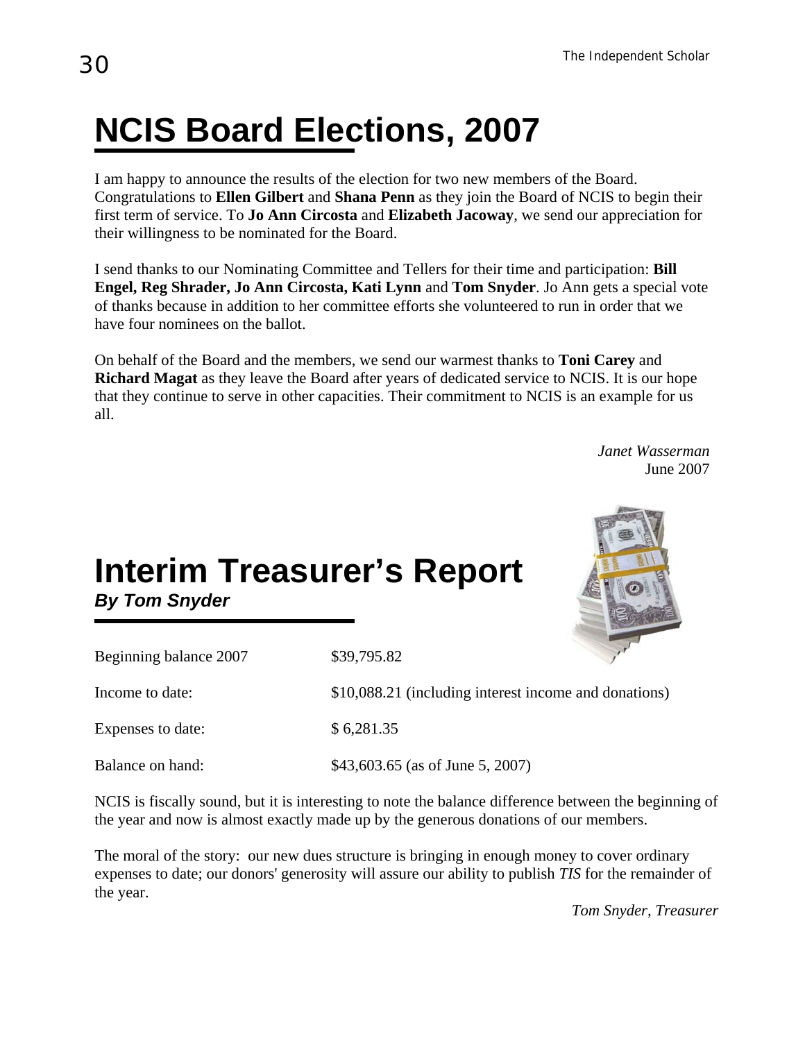# NCIS Board Elections, 2007

I am happy to announce the results of the election for two new members of the Board. Congratulations to **Ellen Gilbert** and **Shana Penn** as they join the Board of NCIS to begin their first term of service. To **Jo Ann Circosta** and **Elizabeth Jacoway**, we send our appreciation for their willingness to be nominated for the Board.

I send thanks to our Nominating Committee and Tellers for their time and participation: **Bill Engel, Reg Shrader, Jo Ann Circosta, Kati Lynn** and **Tom Snyder**. Jo Ann gets a special vote of thanks because in addition to her committee efforts she volunteered to run in order that we have four nominees on the ballot.

On behalf of the Board and the members, we send our warmest thanks to **Toni Carey** and **Richard Magat** as they leave the Board after years of dedicated service to NCIS. It is our hope that they continue to serve in other capacities. Their commitment to NCIS is an example for us all.

*Janet Wasserman*
June 2007

# Interim Treasurer's Report

***By Tom Snyder***

| | |
|---|---|
| Beginning balance 2007 | $39,795.82 |
| Income to date: | $10,088.21 (including interest income and donations) |
| Expenses to date: | $ 6,281.35 |
| Balance on hand: | $43,603.65 (as of June 5, 2007) |

NCIS is fiscally sound, but it is interesting to note the balance difference between the beginning of the year and now is almost exactly made up by the generous donations of our members.

The moral of the story: our new dues structure is bringing in enough money to cover ordinary expenses to date; our donors' generosity will assure our ability to publish *TIS* for the remainder of the year.

*Tom Snyder, Treasurer*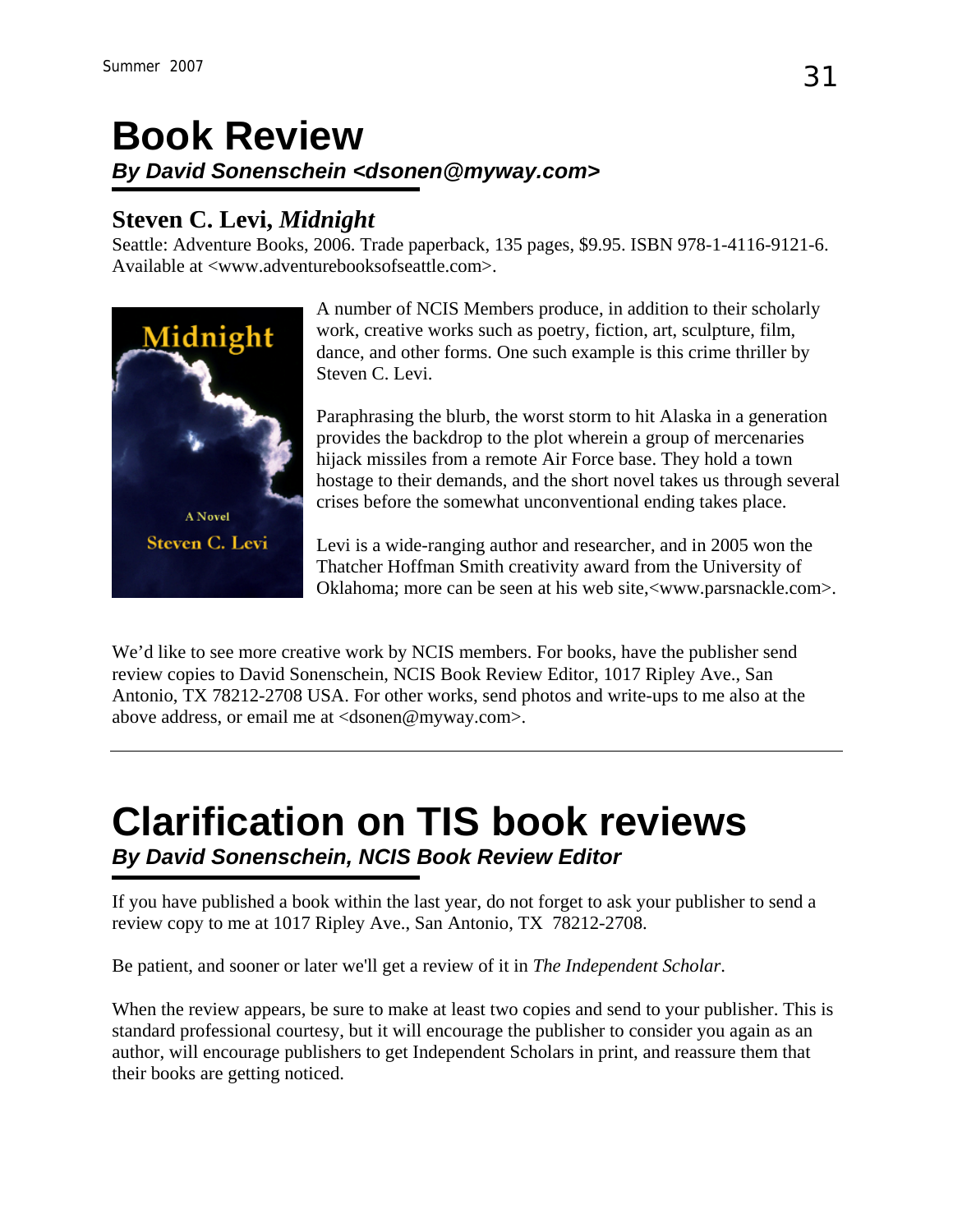# Book Review

***By David Sonenschein <dsonen@myway.com>***

## Steven C. Levi, *Midnight*

Seattle: Adventure Books, 2006. Trade paperback, 135 pages, $9.95. ISBN 978-1-4116-9121-6. Available at <www.adventurebooksofseattle.com>.

A number of NCIS Members produce, in addition to their scholarly work, creative works such as poetry, fiction, art, sculpture, film, dance, and other forms. One such example is this crime thriller by Steven C. Levi.

Paraphrasing the blurb, the worst storm to hit Alaska in a generation provides the backdrop to the plot wherein a group of mercenaries hijack missiles from a remote Air Force base. They hold a town hostage to their demands, and the short novel takes us through several crises before the somewhat unconventional ending takes place.

Levi is a wide-ranging author and researcher, and in 2005 won the Thatcher Hoffman Smith creativity award from the University of Oklahoma; more can be seen at his web site,<www.parsnackle.com>.

We'd like to see more creative work by NCIS members. For books, have the publisher send review copies to David Sonenschein, NCIS Book Review Editor, 1017 Ripley Ave., San Antonio, TX 78212-2708 USA. For other works, send photos and write-ups to me also at the above address, or email me at <dsonen@myway.com>.

---

# Clarification on TIS book reviews

***By David Sonenschein, NCIS Book Review Editor***

If you have published a book within the last year, do not forget to ask your publisher to send a review copy to me at 1017 Ripley Ave., San Antonio, TX 78212-2708.

Be patient, and sooner or later we'll get a review of it in *The Independent Scholar*.

When the review appears, be sure to make at least two copies and send to your publisher. This is standard professional courtesy, but it will encourage the publisher to consider you again as an author, will encourage publishers to get Independent Scholars in print, and reassure them that their books are getting noticed.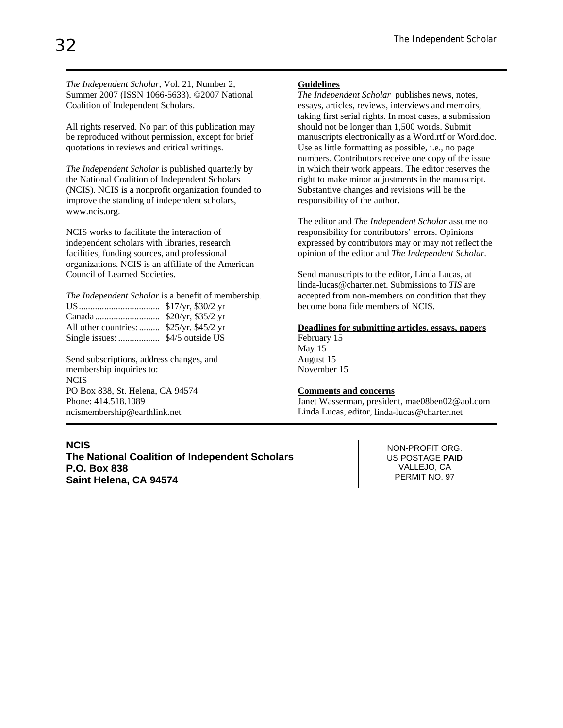*The Independent Scholar,* Vol. 21, Number 2, Summer 2007 (ISSN 1066-5633). ©2007 National Coalition of Independent Scholars.

All rights reserved. No part of this publication may be reproduced without permission, except for brief quotations in reviews and critical writings.

*The Independent Scholar* is published quarterly by the National Coalition of Independent Scholars (NCIS). NCIS is a nonprofit organization founded to improve the standing of independent scholars, www.ncis.org.

NCIS works to facilitate the interaction of independent scholars with libraries, research facilities, funding sources, and professional organizations. NCIS is an affiliate of the American Council of Learned Societies.

*The Independent Scholar* is a benefit of membership.

| | |
|---|---|
| US | $17/yr, $30/2 yr |
| Canada | $20/yr, $35/2 yr |
| All other countries: | $25/yr, $45/2 yr |
| Single issues: | $4/5 outside US |

Send subscriptions, address changes, and membership inquiries to:
NCIS
PO Box 838, St. Helena, CA 94574
Phone: 414.518.1089
ncismembership@earthlink.net

**Guidelines**

*The Independent Scholar* publishes news, notes, essays, articles, reviews, interviews and memoirs, taking first serial rights. In most cases, a submission should not be longer than 1,500 words. Submit manuscripts electronically as a Word.rtf or Word.doc. Use as little formatting as possible, i.e., no page numbers. Contributors receive one copy of the issue in which their work appears. The editor reserves the right to make minor adjustments in the manuscript. Substantive changes and revisions will be the responsibility of the author.

The editor and *The Independent Scholar* assume no responsibility for contributors' errors. Opinions expressed by contributors may or may not reflect the opinion of the editor and *The Independent Scholar.*

Send manuscripts to the editor, Linda Lucas, at linda-lucas@charter.net. Submissions to *TIS* are accepted from non-members on condition that they become bona fide members of NCIS.

**Deadlines for submitting articles, essays, papers**

February 15
May 15
August 15
November 15

**Comments and concerns**

Janet Wasserman, president, mae08ben02@aol.com
Linda Lucas, editor, linda-lucas@charter.net

**NCIS**
**The National Coalition of Independent Scholars**
**P.O. Box 838**
**Saint Helena, CA 94574**

NON-PROFIT ORG.
US POSTAGE **PAID**
VALLEJO, CA
PERMIT NO. 97